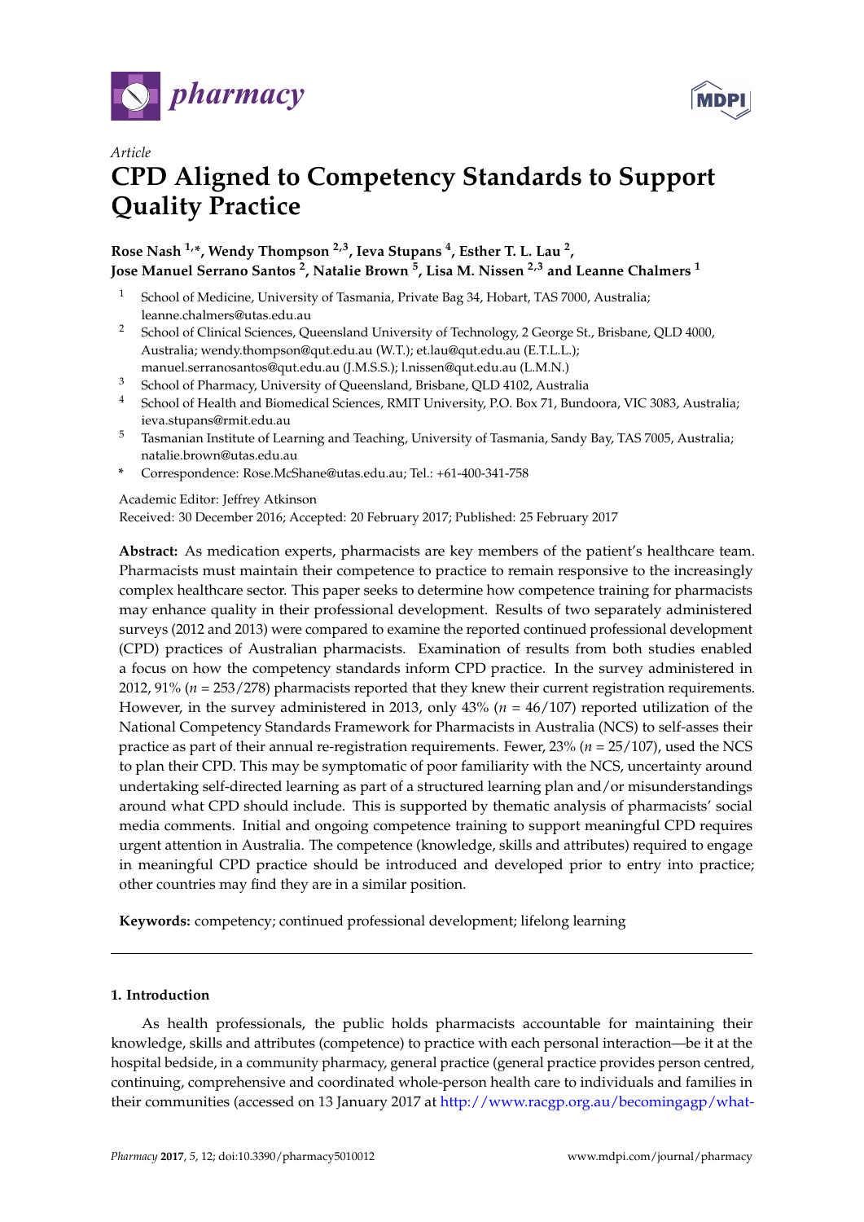*Article*

# CPD Aligned to Competency Standards to Support Quality Practice

**Rose Nash [1,*], Wendy Thompson [2,3], Ieva Stupans [4], Esther T. L. Lau [2], Jose Manuel Serrano Santos [2], Natalie Brown [5], Lisa M. Nissen [2,3] and Leanne Chalmers [1]**

1. School of Medicine, University of Tasmania, Private Bag 34, Hobart, TAS 7000, Australia; leanne.chalmers@utas.edu.au
2. School of Clinical Sciences, Queensland University of Technology, 2 George St., Brisbane, QLD 4000, Australia; wendy.thompson@qut.edu.au (W.T.); et.lau@qut.edu.au (E.T.L.L.); manuel.serranosantos@qut.edu.au (J.M.S.S.); l.nissen@qut.edu.au (L.M.N.)
3. School of Pharmacy, University of Queensland, Brisbane, QLD 4102, Australia
4. School of Health and Biomedical Sciences, RMIT University, P.O. Box 71, Bundoora, VIC 3083, Australia; ieva.stupans@rmit.edu.au
5. Tasmanian Institute of Learning and Teaching, University of Tasmania, Sandy Bay, TAS 7005, Australia; natalie.brown@utas.edu.au

\* Correspondence: Rose.McShane@utas.edu.au; Tel.: +61-400-341-758

Academic Editor: Jeffrey Atkinson
Received: 30 December 2016; Accepted: 20 February 2017; Published: 25 February 2017

**Abstract:** As medication experts, pharmacists are key members of the patient's healthcare team. Pharmacists must maintain their competence to practice to remain responsive to the increasingly complex healthcare sector. This paper seeks to determine how competence training for pharmacists may enhance quality in their professional development. Results of two separately administered surveys (2012 and 2013) were compared to examine the reported continued professional development (CPD) practices of Australian pharmacists. Examination of results from both studies enabled a focus on how the competency standards inform CPD practice. In the survey administered in 2012, 91% ($n$ = 253/278) pharmacists reported that they knew their current registration requirements. However, in the survey administered in 2013, only 43% ($n$ = 46/107) reported utilization of the National Competency Standards Framework for Pharmacists in Australia (NCS) to self-asses their practice as part of their annual re-registration requirements. Fewer, 23% ($n$ = 25/107), used the NCS to plan their CPD. This may be symptomatic of poor familiarity with the NCS, uncertainty around undertaking self-directed learning as part of a structured learning plan and/or misunderstandings around what CPD should include. This is supported by thematic analysis of pharmacists' social media comments. Initial and ongoing competence training to support meaningful CPD requires urgent attention in Australia. The competence (knowledge, skills and attributes) required to engage in meaningful CPD practice should be introduced and developed prior to entry into practice; other countries may find they are in a similar position.

**Keywords:** competency; continued professional development; lifelong learning

## 1. Introduction

As health professionals, the public holds pharmacists accountable for maintaining their knowledge, skills and attributes (competence) to practice with each personal interaction—be it at the hospital bedside, in a community pharmacy, general practice (general practice provides person centred, continuing, comprehensive and coordinated whole-person health care to individuals and families in their communities (accessed on 13 January 2017 at http://www.racgp.org.au/becomingagp/what-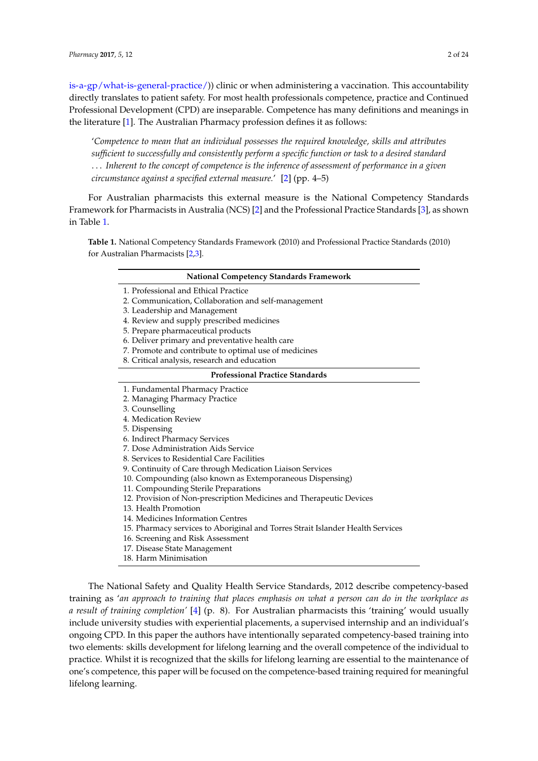is-a-gp/what-is-general-practice/)) clinic or when administering a vaccination. This accountability directly translates to patient safety. For most health professionals competence, practice and Continued Professional Development (CPD) are inseparable. Competence has many definitions and meanings in the literature [1]. The Australian Pharmacy profession defines it as follows:

> '*Competence to mean that an individual possesses the required knowledge, skills and attributes sufficient to successfully and consistently perform a specific function or task to a desired standard . . . Inherent to the concept of competence is the inference of assessment of performance in a given circumstance against a specified external measure.*' [2] (pp. 4–5)

For Australian pharmacists this external measure is the National Competency Standards Framework for Pharmacists in Australia (NCS) [2] and the Professional Practice Standards [3], as shown in Table 1.

**Table 1.** National Competency Standards Framework (2010) and Professional Practice Standards (2010) for Australian Pharmacists [2,3].

| National Competency Standards Framework |
|---|
| 1. Professional and Ethical Practice |
| 2. Communication, Collaboration and self-management |
| 3. Leadership and Management |
| 4. Review and supply prescribed medicines |
| 5. Prepare pharmaceutical products |
| 6. Deliver primary and preventative health care |
| 7. Promote and contribute to optimal use of medicines |
| 8. Critical analysis, research and education |
| **Professional Practice Standards** |
| 1. Fundamental Pharmacy Practice |
| 2. Managing Pharmacy Practice |
| 3. Counselling |
| 4. Medication Review |
| 5. Dispensing |
| 6. Indirect Pharmacy Services |
| 7. Dose Administration Aids Service |
| 8. Services to Residential Care Facilities |
| 9. Continuity of Care through Medication Liaison Services |
| 10. Compounding (also known as Extemporaneous Dispensing) |
| 11. Compounding Sterile Preparations |
| 12. Provision of Non-prescription Medicines and Therapeutic Devices |
| 13. Health Promotion |
| 14. Medicines Information Centres |
| 15. Pharmacy services to Aboriginal and Torres Strait Islander Health Services |
| 16. Screening and Risk Assessment |
| 17. Disease State Management |
| 18. Harm Minimisation |

The National Safety and Quality Health Service Standards, 2012 describe competency-based training as '*an approach to training that places emphasis on what a person can do in the workplace as a result of training completion*' [4] (p. 8). For Australian pharmacists this 'training' would usually include university studies with experiential placements, a supervised internship and an individual's ongoing CPD. In this paper the authors have intentionally separated competency-based training into two elements: skills development for lifelong learning and the overall competence of the individual to practice. Whilst it is recognized that the skills for lifelong learning are essential to the maintenance of one's competence, this paper will be focused on the competence-based training required for meaningful lifelong learning.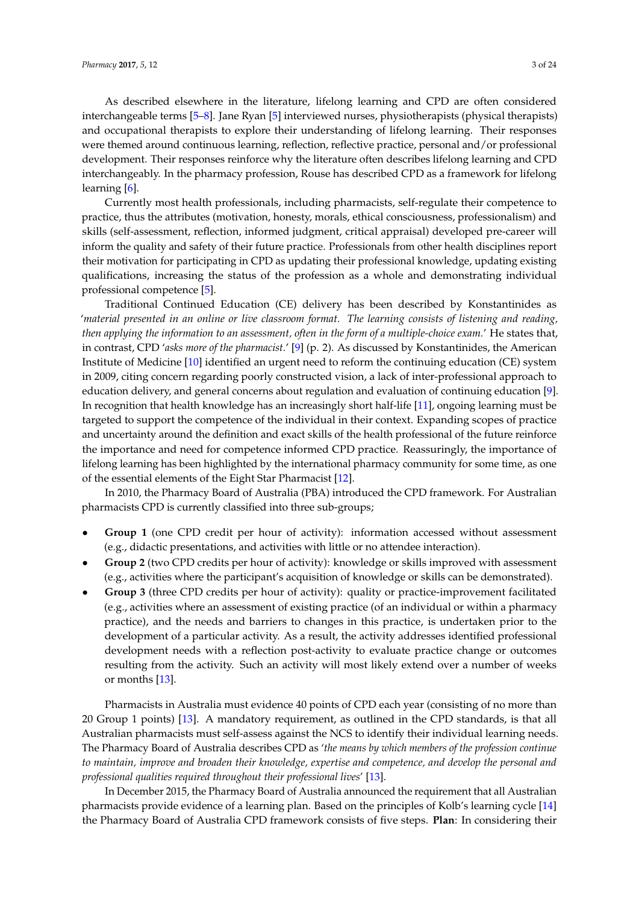As described elsewhere in the literature, lifelong learning and CPD are often considered interchangeable terms [5–8]. Jane Ryan [5] interviewed nurses, physiotherapists (physical therapists) and occupational therapists to explore their understanding of lifelong learning. Their responses were themed around continuous learning, reflection, reflective practice, personal and/or professional development. Their responses reinforce why the literature often describes lifelong learning and CPD interchangeably. In the pharmacy profession, Rouse has described CPD as a framework for lifelong learning [6].

Currently most health professionals, including pharmacists, self-regulate their competence to practice, thus the attributes (motivation, honesty, morals, ethical consciousness, professionalism) and skills (self-assessment, reflection, informed judgment, critical appraisal) developed pre-career will inform the quality and safety of their future practice. Professionals from other health disciplines report their motivation for participating in CPD as updating their professional knowledge, updating existing qualifications, increasing the status of the profession as a whole and demonstrating individual professional competence [5].

Traditional Continued Education (CE) delivery has been described by Konstantinides as '*material presented in an online or live classroom format. The learning consists of listening and reading, then applying the information to an assessment, often in the form of a multiple-choice exam.*' He states that, in contrast, CPD '*asks more of the pharmacist.*' [9] (p. 2). As discussed by Konstantinides, the American Institute of Medicine [10] identified an urgent need to reform the continuing education (CE) system in 2009, citing concern regarding poorly constructed vision, a lack of inter-professional approach to education delivery, and general concerns about regulation and evaluation of continuing education [9]. In recognition that health knowledge has an increasingly short half-life [11], ongoing learning must be targeted to support the competence of the individual in their context. Expanding scopes of practice and uncertainty around the definition and exact skills of the health professional of the future reinforce the importance and need for competence informed CPD practice. Reassuringly, the importance of lifelong learning has been highlighted by the international pharmacy community for some time, as one of the essential elements of the Eight Star Pharmacist [12].

In 2010, the Pharmacy Board of Australia (PBA) introduced the CPD framework. For Australian pharmacists CPD is currently classified into three sub-groups;

- **Group 1** (one CPD credit per hour of activity): information accessed without assessment (e.g., didactic presentations, and activities with little or no attendee interaction).
- **Group 2** (two CPD credits per hour of activity): knowledge or skills improved with assessment (e.g., activities where the participant's acquisition of knowledge or skills can be demonstrated).
- **Group 3** (three CPD credits per hour of activity): quality or practice-improvement facilitated (e.g., activities where an assessment of existing practice (of an individual or within a pharmacy practice), and the needs and barriers to changes in this practice, is undertaken prior to the development of a particular activity. As a result, the activity addresses identified professional development needs with a reflection post-activity to evaluate practice change or outcomes resulting from the activity. Such an activity will most likely extend over a number of weeks or months [13].

Pharmacists in Australia must evidence 40 points of CPD each year (consisting of no more than 20 Group 1 points) [13]. A mandatory requirement, as outlined in the CPD standards, is that all Australian pharmacists must self-assess against the NCS to identify their individual learning needs. The Pharmacy Board of Australia describes CPD as '*the means by which members of the profession continue to maintain, improve and broaden their knowledge, expertise and competence, and develop the personal and professional qualities required throughout their professional lives*' [13].

In December 2015, the Pharmacy Board of Australia announced the requirement that all Australian pharmacists provide evidence of a learning plan. Based on the principles of Kolb's learning cycle [14] the Pharmacy Board of Australia CPD framework consists of five steps. **Plan**: In considering their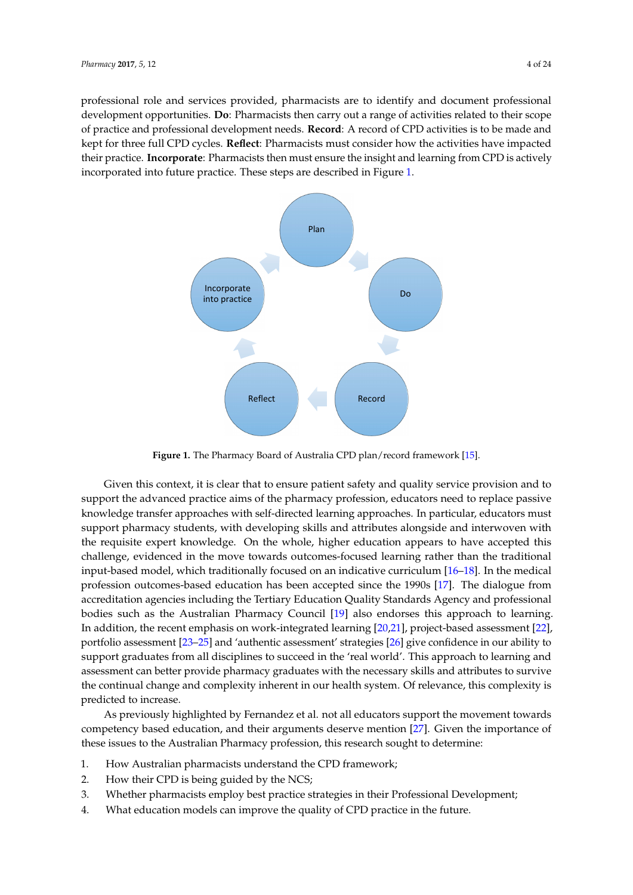professional role and services provided, pharmacists are to identify and document professional development opportunities. **Do**: Pharmacists then carry out a range of activities related to their scope of practice and professional development needs. **Record**: A record of CPD activities is to be made and kept for three full CPD cycles. **Reflect**: Pharmacists must consider how the activities have impacted their practice. **Incorporate**: Pharmacists then must ensure the insight and learning from CPD is actively incorporated into future practice. These steps are described in Figure 1.

**Figure 1.** The Pharmacy Board of Australia CPD plan/record framework [15].

Given this context, it is clear that to ensure patient safety and quality service provision and to support the advanced practice aims of the pharmacy profession, educators need to replace passive knowledge transfer approaches with self-directed learning approaches. In particular, educators must support pharmacy students, with developing skills and attributes alongside and interwoven with the requisite expert knowledge. On the whole, higher education appears to have accepted this challenge, evidenced in the move towards outcomes-focused learning rather than the traditional input-based model, which traditionally focused on an indicative curriculum [16–18]. In the medical profession outcomes-based education has been accepted since the 1990s [17]. The dialogue from accreditation agencies including the Tertiary Education Quality Standards Agency and professional bodies such as the Australian Pharmacy Council [19] also endorses this approach to learning. In addition, the recent emphasis on work-integrated learning [20,21], project-based assessment [22], portfolio assessment [23–25] and 'authentic assessment' strategies [26] give confidence in our ability to support graduates from all disciplines to succeed in the 'real world'. This approach to learning and assessment can better provide pharmacy graduates with the necessary skills and attributes to survive the continual change and complexity inherent in our health system. Of relevance, this complexity is predicted to increase.

As previously highlighted by Fernandez et al. not all educators support the movement towards competency based education, and their arguments deserve mention [27]. Given the importance of these issues to the Australian Pharmacy profession, this research sought to determine:

1. How Australian pharmacists understand the CPD framework;
2. How their CPD is being guided by the NCS;
3. Whether pharmacists employ best practice strategies in their Professional Development;
4. What education models can improve the quality of CPD practice in the future.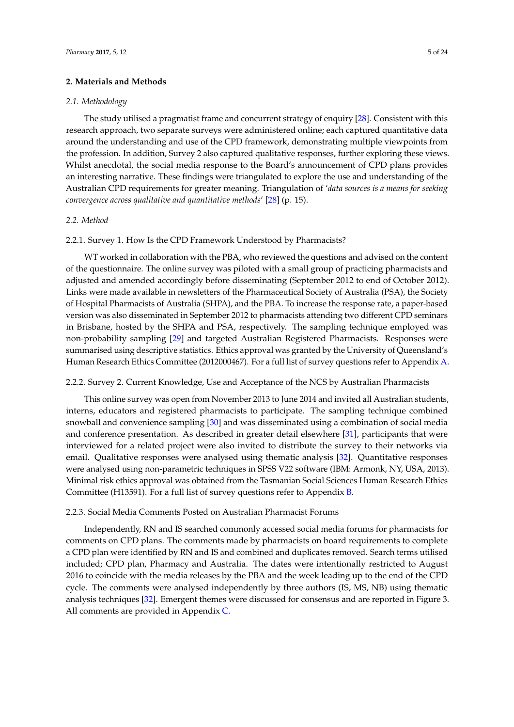## 2. Materials and Methods

### 2.1. Methodology

The study utilised a pragmatist frame and concurrent strategy of enquiry [28]. Consistent with this research approach, two separate surveys were administered online; each captured quantitative data around the understanding and use of the CPD framework, demonstrating multiple viewpoints from the profession. In addition, Survey 2 also captured qualitative responses, further exploring these views. Whilst anecdotal, the social media response to the Board's announcement of CPD plans provides an interesting narrative. These findings were triangulated to explore the use and understanding of the Australian CPD requirements for greater meaning. Triangulation of '*data sources is a means for seeking convergence across qualitative and quantitative methods*' [28] (p. 15).

### 2.2. Method

#### 2.2.1. Survey 1. How Is the CPD Framework Understood by Pharmacists?

WT worked in collaboration with the PBA, who reviewed the questions and advised on the content of the questionnaire. The online survey was piloted with a small group of practicing pharmacists and adjusted and amended accordingly before disseminating (September 2012 to end of October 2012). Links were made available in newsletters of the Pharmaceutical Society of Australia (PSA), the Society of Hospital Pharmacists of Australia (SHPA), and the PBA. To increase the response rate, a paper-based version was also disseminated in September 2012 to pharmacists attending two different CPD seminars in Brisbane, hosted by the SHPA and PSA, respectively. The sampling technique employed was non-probability sampling [29] and targeted Australian Registered Pharmacists. Responses were summarised using descriptive statistics. Ethics approval was granted by the University of Queensland's Human Research Ethics Committee (2012000467). For a full list of survey questions refer to Appendix A.

#### 2.2.2. Survey 2. Current Knowledge, Use and Acceptance of the NCS by Australian Pharmacists

This online survey was open from November 2013 to June 2014 and invited all Australian students, interns, educators and registered pharmacists to participate. The sampling technique combined snowball and convenience sampling [30] and was disseminated using a combination of social media and conference presentation. As described in greater detail elsewhere [31], participants that were interviewed for a related project were also invited to distribute the survey to their networks via email. Qualitative responses were analysed using thematic analysis [32]. Quantitative responses were analysed using non-parametric techniques in SPSS V22 software (IBM: Armonk, NY, USA, 2013). Minimal risk ethics approval was obtained from the Tasmanian Social Sciences Human Research Ethics Committee (H13591). For a full list of survey questions refer to Appendix B.

#### 2.2.3. Social Media Comments Posted on Australian Pharmacist Forums

Independently, RN and IS searched commonly accessed social media forums for pharmacists for comments on CPD plans. The comments made by pharmacists on board requirements to complete a CPD plan were identified by RN and IS and combined and duplicates removed. Search terms utilised included; CPD plan, Pharmacy and Australia. The dates were intentionally restricted to August 2016 to coincide with the media releases by the PBA and the week leading up to the end of the CPD cycle. The comments were analysed independently by three authors (IS, MS, NB) using thematic analysis techniques [32]. Emergent themes were discussed for consensus and are reported in Figure 3. All comments are provided in Appendix C.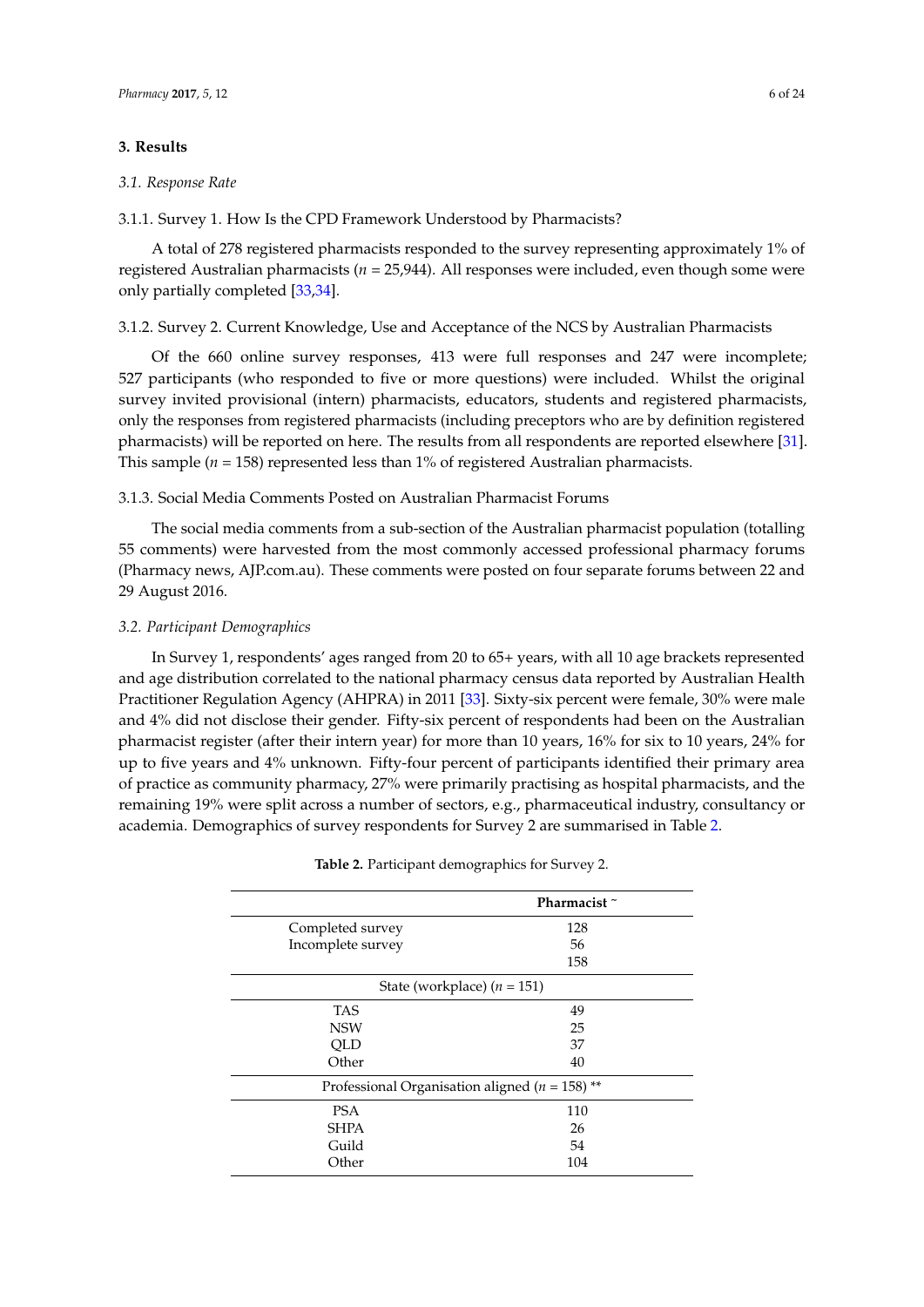## 3. Results

### 3.1. Response Rate

#### 3.1.1. Survey 1. How Is the CPD Framework Understood by Pharmacists?

A total of 278 registered pharmacists responded to the survey representing approximately 1% of registered Australian pharmacists ($n$ = 25,944). All responses were included, even though some were only partially completed [33,34].

#### 3.1.2. Survey 2. Current Knowledge, Use and Acceptance of the NCS by Australian Pharmacists

Of the 660 online survey responses, 413 were full responses and 247 were incomplete; 527 participants (who responded to five or more questions) were included. Whilst the original survey invited provisional (intern) pharmacists, educators, students and registered pharmacists, only the responses from registered pharmacists (including preceptors who are by definition registered pharmacists) will be reported on here. The results from all respondents are reported elsewhere [31]. This sample ($n$ = 158) represented less than 1% of registered Australian pharmacists.

#### 3.1.3. Social Media Comments Posted on Australian Pharmacist Forums

The social media comments from a sub-section of the Australian pharmacist population (totalling 55 comments) were harvested from the most commonly accessed professional pharmacy forums (Pharmacy news, AJP.com.au). These comments were posted on four separate forums between 22 and 29 August 2016.

### 3.2. Participant Demographics

In Survey 1, respondents' ages ranged from 20 to 65+ years, with all 10 age brackets represented and age distribution correlated to the national pharmacy census data reported by Australian Health Practitioner Regulation Agency (AHPRA) in 2011 [33]. Sixty-six percent were female, 30% were male and 4% did not disclose their gender. Fifty-six percent of respondents had been on the Australian pharmacist register (after their intern year) for more than 10 years, 16% for six to 10 years, 24% for up to five years and 4% unknown. Fifty-four percent of participants identified their primary area of practice as community pharmacy, 27% were primarily practising as hospital pharmacists, and the remaining 19% were split across a number of sectors, e.g., pharmaceutical industry, consultancy or academia. Demographics of survey respondents for Survey 2 are summarised in Table 2.

**Table 2.** Participant demographics for Survey 2.

| | Pharmacist ~ |
|---|---|
| Completed survey | 128 |
| Incomplete survey | 56 |
| | 158 |
| State (workplace) ($n$ = 151) | |
| TAS | 49 |
| NSW | 25 |
| QLD | 37 |
| Other | 40 |
| Professional Organisation aligned ($n$ = 158) ** | |
| PSA | 110 |
| SHPA | 26 |
| Guild | 54 |
| Other | 104 |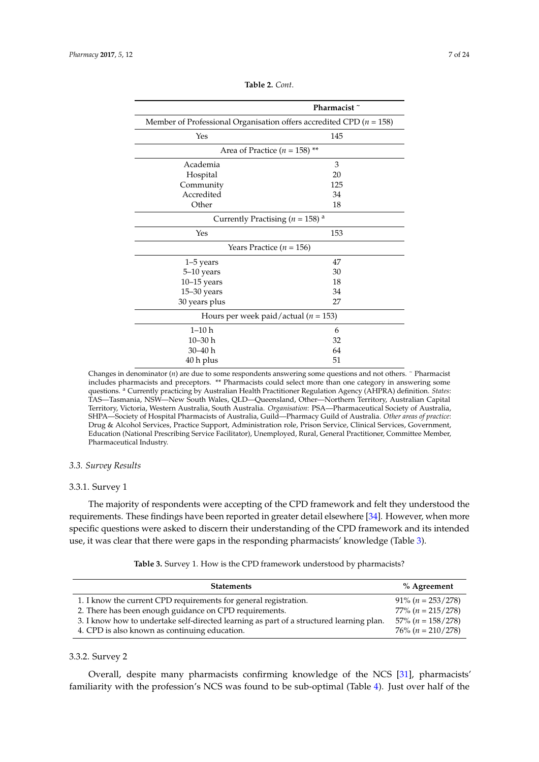**Table 2.** *Cont.*

| | Pharmacist ~ |
|---|---|
| Member of Professional Organisation offers accredited CPD ($n$ = 158) | |
| Yes | 145 |
| Area of Practice ($n$ = 158) ** | |
| Academia | 3 |
| Hospital | 20 |
| Community | 125 |
| Accredited | 34 |
| Other | 18 |
| Currently Practising ($n$ = 158) [a] | |
| Yes | 153 |
| Years Practice ($n$ = 156) | |
| 1–5 years | 47 |
| 5–10 years | 30 |
| 10–15 years | 18 |
| 15–30 years | 34 |
| 30 years plus | 27 |
| Hours per week paid/actual ($n$ = 153) | |
| 1–10 h | 6 |
| 10–30 h | 32 |
| 30–40 h | 64 |
| 40 h plus | 51 |

Changes in denominator ($n$) are due to some respondents answering some questions and not others. ~ Pharmacist includes pharmacists and preceptors. ** Pharmacists could select more than one category in answering some questions. [a] Currently practicing by Australian Health Practitioner Regulation Agency (AHPRA) definition. *States*: TAS—Tasmania, NSW—New South Wales, QLD—Queensland, Other—Northern Territory, Australian Capital Territory, Victoria, Western Australia, South Australia. *Organisation*: PSA—Pharmaceutical Society of Australia, SHPA—Society of Hospital Pharmacists of Australia, Guild—Pharmacy Guild of Australia. *Other areas of practice*: Drug & Alcohol Services, Practice Support, Administration role, Prison Service, Clinical Services, Government, Education (National Prescribing Service Facilitator), Unemployed, Rural, General Practitioner, Committee Member, Pharmaceutical Industry.

### *3.3. Survey Results*

#### 3.3.1. Survey 1

The majority of respondents were accepting of the CPD framework and felt they understood the requirements. These findings have been reported in greater detail elsewhere [34]. However, when more specific questions were asked to discern their understanding of the CPD framework and its intended use, it was clear that there were gaps in the responding pharmacists' knowledge (Table 3).

**Table 3.** Survey 1. How is the CPD framework understood by pharmacists?

| Statements | % Agreement |
|---|---|
| 1. I know the current CPD requirements for general registration. | 91% ($n$ = 253/278) |
| 2. There has been enough guidance on CPD requirements. | 77% ($n$ = 215/278) |
| 3. I know how to undertake self-directed learning as part of a structured learning plan. | 57% ($n$ = 158/278) |
| 4. CPD is also known as continuing education. | 76% ($n$ = 210/278) |

#### 3.3.2. Survey 2

Overall, despite many pharmacists confirming knowledge of the NCS [31], pharmacists' familiarity with the profession's NCS was found to be sub-optimal (Table 4). Just over half of the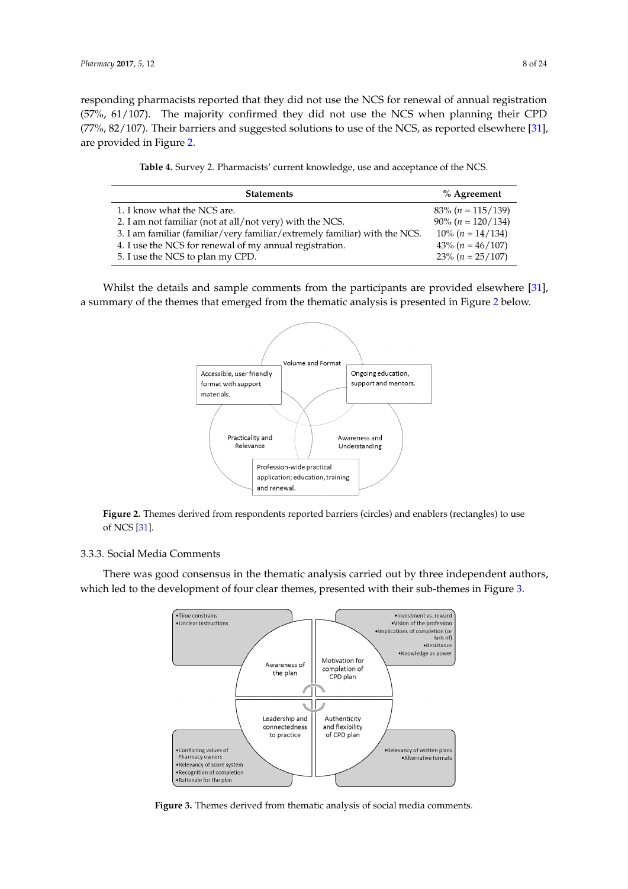responding pharmacists reported that they did not use the NCS for renewal of annual registration (57%, 61/107). The majority confirmed they did not use the NCS when planning their CPD (77%, 82/107). Their barriers and suggested solutions to use of the NCS, as reported elsewhere [31], are provided in Figure 2.

**Table 4.** Survey 2. Pharmacists' current knowledge, use and acceptance of the NCS.

| Statements | % Agreement |
|---|---|
| 1. I know what the NCS are. | 83% ($n$ = 115/139) |
| 2. I am not familiar (not at all/not very) with the NCS. | 90% ($n$ = 120/134) |
| 3. I am familiar (familiar/very familiar/extremely familiar) with the NCS. | 10% ($n$ = 14/134) |
| 4. I use the NCS for renewal of my annual registration. | 43% ($n$ = 46/107) |
| 5. I use the NCS to plan my CPD. | 23% ($n$ = 25/107) |

Whilst the details and sample comments from the participants are provided elsewhere [31], a summary of the themes that emerged from the thematic analysis is presented in Figure 2 below.

**Figure 2.** Themes derived from respondents reported barriers (circles) and enablers (rectangles) to use of NCS [31].

### 3.3.3. Social Media Comments

There was good consensus in the thematic analysis carried out by three independent authors, which led to the development of four clear themes, presented with their sub-themes in Figure 3.

**Figure 3.** Themes derived from thematic analysis of social media comments.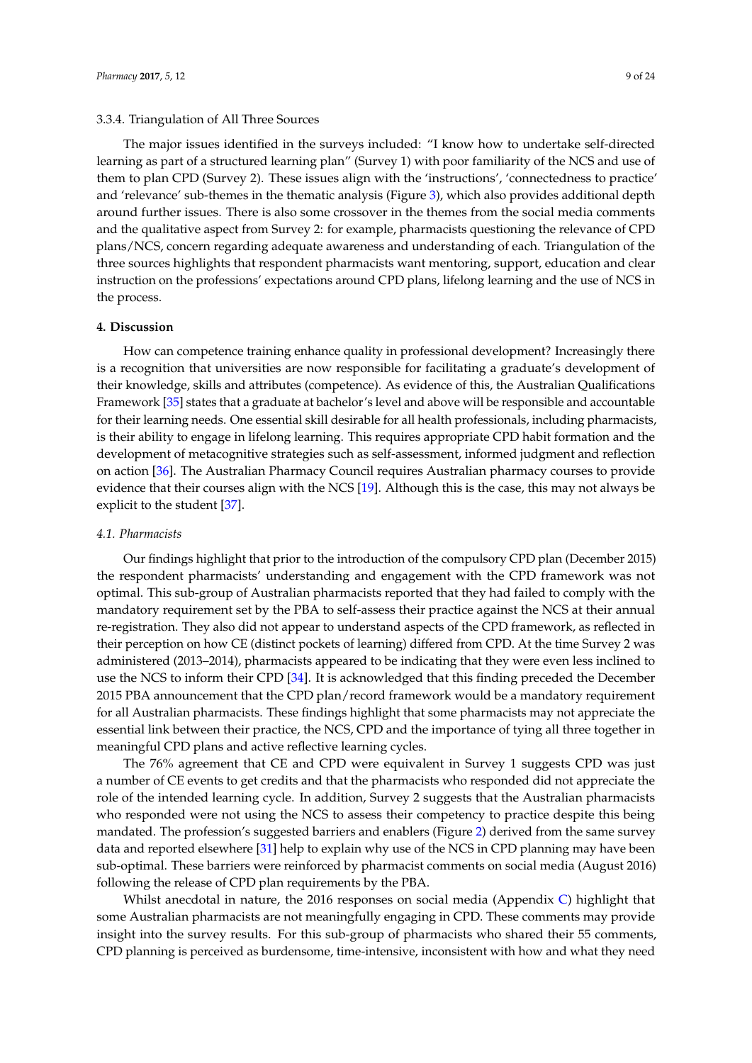3.3.4. Triangulation of All Three Sources

The major issues identified in the surveys included: "I know how to undertake self-directed learning as part of a structured learning plan" (Survey 1) with poor familiarity of the NCS and use of them to plan CPD (Survey 2). These issues align with the 'instructions', 'connectedness to practice' and 'relevance' sub-themes in the thematic analysis (Figure 3), which also provides additional depth around further issues. There is also some crossover in the themes from the social media comments and the qualitative aspect from Survey 2: for example, pharmacists questioning the relevance of CPD plans/NCS, concern regarding adequate awareness and understanding of each. Triangulation of the three sources highlights that respondent pharmacists want mentoring, support, education and clear instruction on the professions' expectations around CPD plans, lifelong learning and the use of NCS in the process.

## 4. Discussion

How can competence training enhance quality in professional development? Increasingly there is a recognition that universities are now responsible for facilitating a graduate's development of their knowledge, skills and attributes (competence). As evidence of this, the Australian Qualifications Framework [35] states that a graduate at bachelor's level and above will be responsible and accountable for their learning needs. One essential skill desirable for all health professionals, including pharmacists, is their ability to engage in lifelong learning. This requires appropriate CPD habit formation and the development of metacognitive strategies such as self-assessment, informed judgment and reflection on action [36]. The Australian Pharmacy Council requires Australian pharmacy courses to provide evidence that their courses align with the NCS [19]. Although this is the case, this may not always be explicit to the student [37].

### *4.1. Pharmacists*

Our findings highlight that prior to the introduction of the compulsory CPD plan (December 2015) the respondent pharmacists' understanding and engagement with the CPD framework was not optimal. This sub-group of Australian pharmacists reported that they had failed to comply with the mandatory requirement set by the PBA to self-assess their practice against the NCS at their annual re-registration. They also did not appear to understand aspects of the CPD framework, as reflected in their perception on how CE (distinct pockets of learning) differed from CPD. At the time Survey 2 was administered (2013–2014), pharmacists appeared to be indicating that they were even less inclined to use the NCS to inform their CPD [34]. It is acknowledged that this finding preceded the December 2015 PBA announcement that the CPD plan/record framework would be a mandatory requirement for all Australian pharmacists. These findings highlight that some pharmacists may not appreciate the essential link between their practice, the NCS, CPD and the importance of tying all three together in meaningful CPD plans and active reflective learning cycles.

The 76% agreement that CE and CPD were equivalent in Survey 1 suggests CPD was just a number of CE events to get credits and that the pharmacists who responded did not appreciate the role of the intended learning cycle. In addition, Survey 2 suggests that the Australian pharmacists who responded were not using the NCS to assess their competency to practice despite this being mandated. The profession's suggested barriers and enablers (Figure 2) derived from the same survey data and reported elsewhere [31] help to explain why use of the NCS in CPD planning may have been sub-optimal. These barriers were reinforced by pharmacist comments on social media (August 2016) following the release of CPD plan requirements by the PBA.

Whilst anecdotal in nature, the 2016 responses on social media (Appendix C) highlight that some Australian pharmacists are not meaningfully engaging in CPD. These comments may provide insight into the survey results. For this sub-group of pharmacists who shared their 55 comments, CPD planning is perceived as burdensome, time-intensive, inconsistent with how and what they need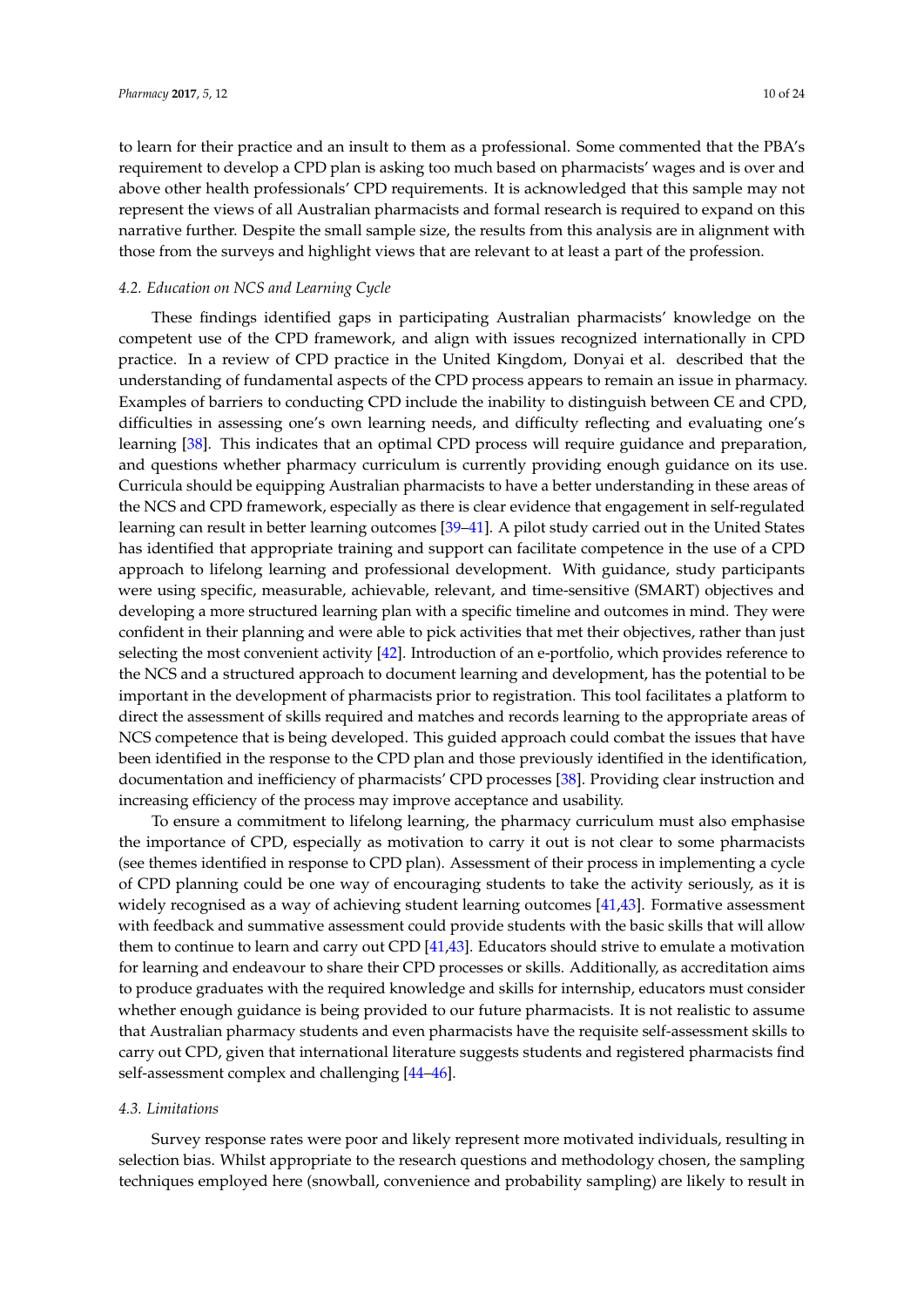to learn for their practice and an insult to them as a professional. Some commented that the PBA's requirement to develop a CPD plan is asking too much based on pharmacists' wages and is over and above other health professionals' CPD requirements. It is acknowledged that this sample may not represent the views of all Australian pharmacists and formal research is required to expand on this narrative further. Despite the small sample size, the results from this analysis are in alignment with those from the surveys and highlight views that are relevant to at least a part of the profession.

### *4.2. Education on NCS and Learning Cycle*

These findings identified gaps in participating Australian pharmacists' knowledge on the competent use of the CPD framework, and align with issues recognized internationally in CPD practice. In a review of CPD practice in the United Kingdom, Donyai et al. described that the understanding of fundamental aspects of the CPD process appears to remain an issue in pharmacy. Examples of barriers to conducting CPD include the inability to distinguish between CE and CPD, difficulties in assessing one's own learning needs, and difficulty reflecting and evaluating one's learning [38]. This indicates that an optimal CPD process will require guidance and preparation, and questions whether pharmacy curriculum is currently providing enough guidance on its use. Curricula should be equipping Australian pharmacists to have a better understanding in these areas of the NCS and CPD framework, especially as there is clear evidence that engagement in self-regulated learning can result in better learning outcomes [39–41]. A pilot study carried out in the United States has identified that appropriate training and support can facilitate competence in the use of a CPD approach to lifelong learning and professional development. With guidance, study participants were using specific, measurable, achievable, relevant, and time-sensitive (SMART) objectives and developing a more structured learning plan with a specific timeline and outcomes in mind. They were confident in their planning and were able to pick activities that met their objectives, rather than just selecting the most convenient activity [42]. Introduction of an e-portfolio, which provides reference to the NCS and a structured approach to document learning and development, has the potential to be important in the development of pharmacists prior to registration. This tool facilitates a platform to direct the assessment of skills required and matches and records learning to the appropriate areas of NCS competence that is being developed. This guided approach could combat the issues that have been identified in the response to the CPD plan and those previously identified in the identification, documentation and inefficiency of pharmacists' CPD processes [38]. Providing clear instruction and increasing efficiency of the process may improve acceptance and usability.

To ensure a commitment to lifelong learning, the pharmacy curriculum must also emphasise the importance of CPD, especially as motivation to carry it out is not clear to some pharmacists (see themes identified in response to CPD plan). Assessment of their process in implementing a cycle of CPD planning could be one way of encouraging students to take the activity seriously, as it is widely recognised as a way of achieving student learning outcomes [41,43]. Formative assessment with feedback and summative assessment could provide students with the basic skills that will allow them to continue to learn and carry out CPD [41,43]. Educators should strive to emulate a motivation for learning and endeavour to share their CPD processes or skills. Additionally, as accreditation aims to produce graduates with the required knowledge and skills for internship, educators must consider whether enough guidance is being provided to our future pharmacists. It is not realistic to assume that Australian pharmacy students and even pharmacists have the requisite self-assessment skills to carry out CPD, given that international literature suggests students and registered pharmacists find self-assessment complex and challenging [44–46].

### *4.3. Limitations*

Survey response rates were poor and likely represent more motivated individuals, resulting in selection bias. Whilst appropriate to the research questions and methodology chosen, the sampling techniques employed here (snowball, convenience and probability sampling) are likely to result in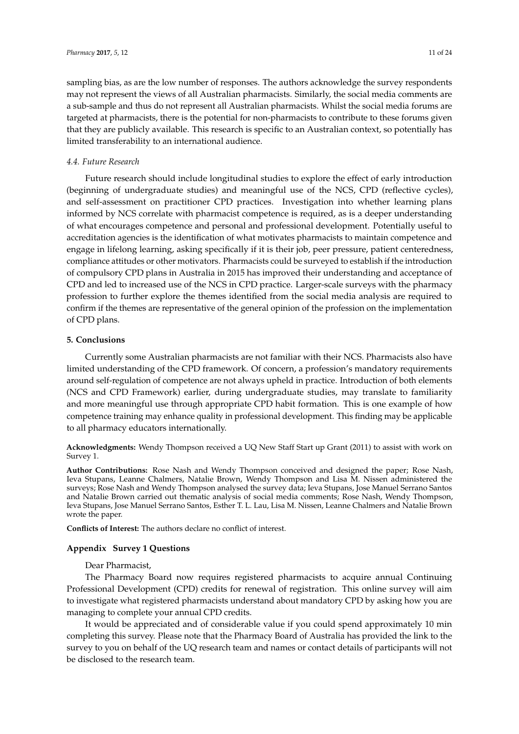sampling bias, as are the low number of responses. The authors acknowledge the survey respondents may not represent the views of all Australian pharmacists. Similarly, the social media comments are a sub-sample and thus do not represent all Australian pharmacists. Whilst the social media forums are targeted at pharmacists, there is the potential for non-pharmacists to contribute to these forums given that they are publicly available. This research is specific to an Australian context, so potentially has limited transferability to an international audience.

### *4.4. Future Research*

Future research should include longitudinal studies to explore the effect of early introduction (beginning of undergraduate studies) and meaningful use of the NCS, CPD (reflective cycles), and self-assessment on practitioner CPD practices. Investigation into whether learning plans informed by NCS correlate with pharmacist competence is required, as is a deeper understanding of what encourages competence and personal and professional development. Potentially useful to accreditation agencies is the identification of what motivates pharmacists to maintain competence and engage in lifelong learning, asking specifically if it is their job, peer pressure, patient centeredness, compliance attitudes or other motivators. Pharmacists could be surveyed to establish if the introduction of compulsory CPD plans in Australia in 2015 has improved their understanding and acceptance of CPD and led to increased use of the NCS in CPD practice. Larger-scale surveys with the pharmacy profession to further explore the themes identified from the social media analysis are required to confirm if the themes are representative of the general opinion of the profession on the implementation of CPD plans.

## **5. Conclusions**

Currently some Australian pharmacists are not familiar with their NCS. Pharmacists also have limited understanding of the CPD framework. Of concern, a profession's mandatory requirements around self-regulation of competence are not always upheld in practice. Introduction of both elements (NCS and CPD Framework) earlier, during undergraduate studies, may translate to familiarity and more meaningful use through appropriate CPD habit formation. This is one example of how competence training may enhance quality in professional development. This finding may be applicable to all pharmacy educators internationally.

**Acknowledgments:** Wendy Thompson received a UQ New Staff Start up Grant (2011) to assist with work on Survey 1.

**Author Contributions:** Rose Nash and Wendy Thompson conceived and designed the paper; Rose Nash, Ieva Stupans, Leanne Chalmers, Natalie Brown, Wendy Thompson and Lisa M. Nissen administered the surveys; Rose Nash and Wendy Thompson analysed the survey data; Ieva Stupans, Jose Manuel Serrano Santos and Natalie Brown carried out thematic analysis of social media comments; Rose Nash, Wendy Thompson, Ieva Stupans, Jose Manuel Serrano Santos, Esther T. L. Lau, Lisa M. Nissen, Leanne Chalmers and Natalie Brown wrote the paper.

**Conflicts of Interest:** The authors declare no conflict of interest.

## **Appendix Survey 1 Questions**

Dear Pharmacist,

The Pharmacy Board now requires registered pharmacists to acquire annual Continuing Professional Development (CPD) credits for renewal of registration. This online survey will aim to investigate what registered pharmacists understand about mandatory CPD by asking how you are managing to complete your annual CPD credits.

It would be appreciated and of considerable value if you could spend approximately 10 min completing this survey. Please note that the Pharmacy Board of Australia has provided the link to the survey to you on behalf of the UQ research team and names or contact details of participants will not be disclosed to the research team.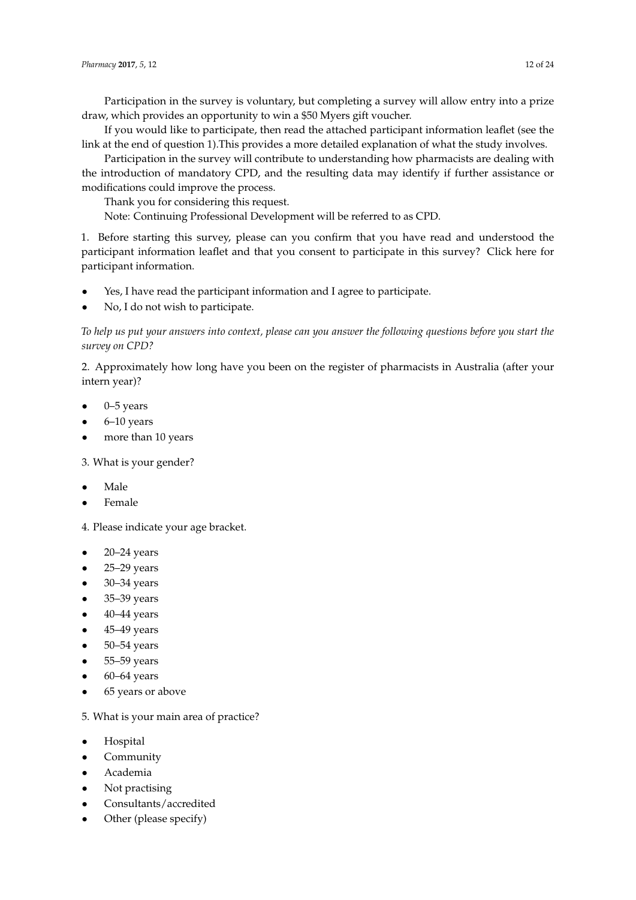Participation in the survey is voluntary, but completing a survey will allow entry into a prize draw, which provides an opportunity to win a $50 Myers gift voucher.

If you would like to participate, then read the attached participant information leaflet (see the link at the end of question 1).This provides a more detailed explanation of what the study involves.

Participation in the survey will contribute to understanding how pharmacists are dealing with the introduction of mandatory CPD, and the resulting data may identify if further assistance or modifications could improve the process.

Thank you for considering this request.

Note: Continuing Professional Development will be referred to as CPD.

1. Before starting this survey, please can you confirm that you have read and understood the participant information leaflet and that you consent to participate in this survey? Click here for participant information.

- Yes, I have read the participant information and I agree to participate.
- No, I do not wish to participate.

*To help us put your answers into context, please can you answer the following questions before you start the survey on CPD?*

2. Approximately how long have you been on the register of pharmacists in Australia (after your intern year)?

- 0–5 years
- 6–10 years
- more than 10 years

3. What is your gender?

- Male
- Female

4. Please indicate your age bracket.

- 20–24 years
- 25–29 years
- 30–34 years
- 35–39 years
- 40–44 years
- 45–49 years
- 50–54 years
- 55–59 years
- 60–64 years
- 65 years or above

5. What is your main area of practice?

- Hospital
- Community
- Academia
- Not practising
- Consultants/accredited
- Other (please specify)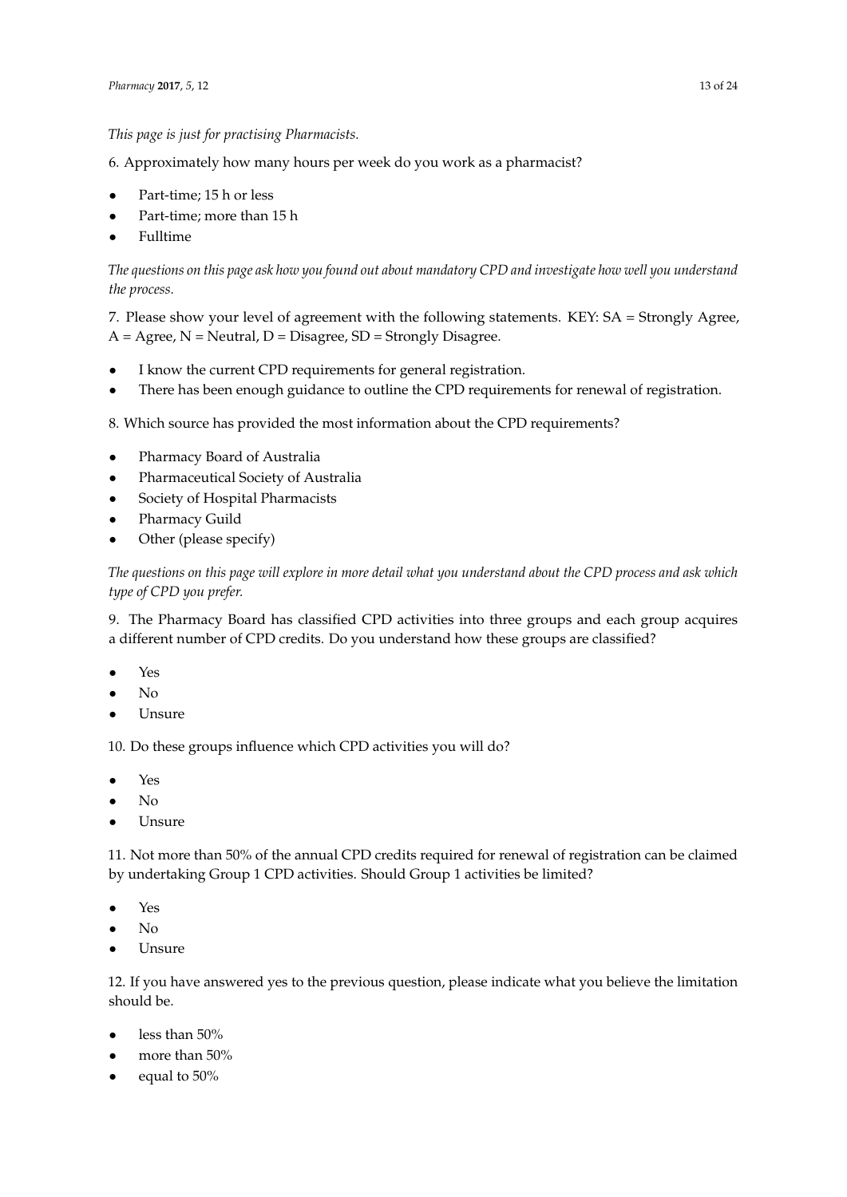*This page is just for practising Pharmacists.*

6. Approximately how many hours per week do you work as a pharmacist?

- Part-time; 15 h or less
- Part-time; more than 15 h
- Fulltime

*The questions on this page ask how you found out about mandatory CPD and investigate how well you understand the process.*

7. Please show your level of agreement with the following statements. KEY: SA = Strongly Agree, A = Agree, N = Neutral, D = Disagree, SD = Strongly Disagree.

- I know the current CPD requirements for general registration.
- There has been enough guidance to outline the CPD requirements for renewal of registration.

8. Which source has provided the most information about the CPD requirements?

- Pharmacy Board of Australia
- Pharmaceutical Society of Australia
- Society of Hospital Pharmacists
- Pharmacy Guild
- Other (please specify)

*The questions on this page will explore in more detail what you understand about the CPD process and ask which type of CPD you prefer.*

9. The Pharmacy Board has classified CPD activities into three groups and each group acquires a different number of CPD credits. Do you understand how these groups are classified?

- Yes
- No
- Unsure

10. Do these groups influence which CPD activities you will do?

- Yes
- No
- Unsure

11. Not more than 50% of the annual CPD credits required for renewal of registration can be claimed by undertaking Group 1 CPD activities. Should Group 1 activities be limited?

- Yes
- No
- Unsure

12. If you have answered yes to the previous question, please indicate what you believe the limitation should be.

- less than 50%
- more than 50%
- equal to 50%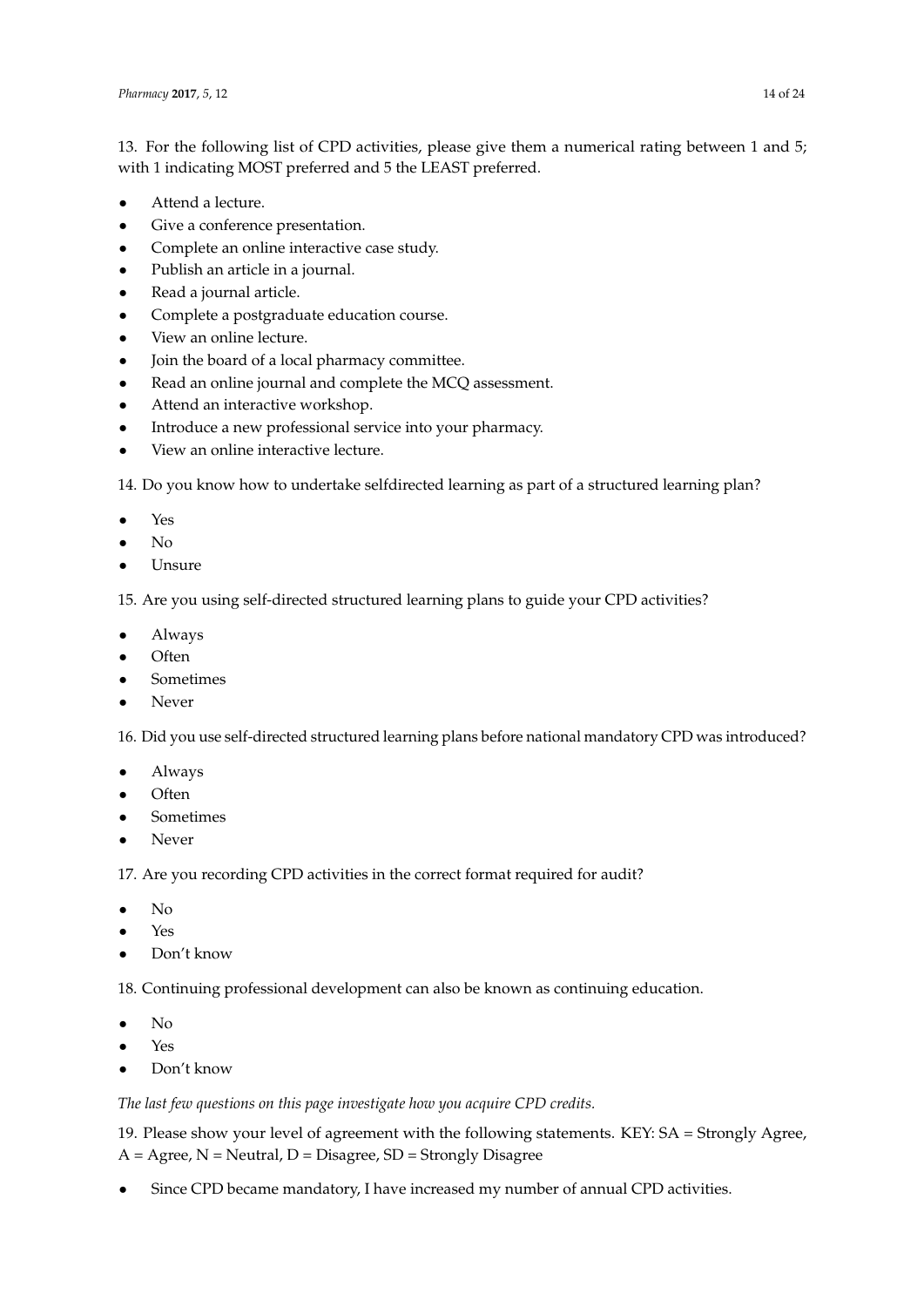13. For the following list of CPD activities, please give them a numerical rating between 1 and 5; with 1 indicating MOST preferred and 5 the LEAST preferred.

- Attend a lecture.
- Give a conference presentation.
- Complete an online interactive case study.
- Publish an article in a journal.
- Read a journal article.
- Complete a postgraduate education course.
- View an online lecture.
- Join the board of a local pharmacy committee.
- Read an online journal and complete the MCQ assessment.
- Attend an interactive workshop.
- Introduce a new professional service into your pharmacy.
- View an online interactive lecture.

14. Do you know how to undertake selfdirected learning as part of a structured learning plan?

- Yes
- No
- Unsure

15. Are you using self-directed structured learning plans to guide your CPD activities?

- Always
- Often
- Sometimes
- Never

16. Did you use self-directed structured learning plans before national mandatory CPD was introduced?

- Always
- Often
- Sometimes
- Never

17. Are you recording CPD activities in the correct format required for audit?

- No
- Yes
- Don't know

18. Continuing professional development can also be known as continuing education.

- No
- Yes
- Don't know

*The last few questions on this page investigate how you acquire CPD credits.*

19. Please show your level of agreement with the following statements. KEY: SA = Strongly Agree, A = Agree, N = Neutral, D = Disagree, SD = Strongly Disagree

- Since CPD became mandatory, I have increased my number of annual CPD activities.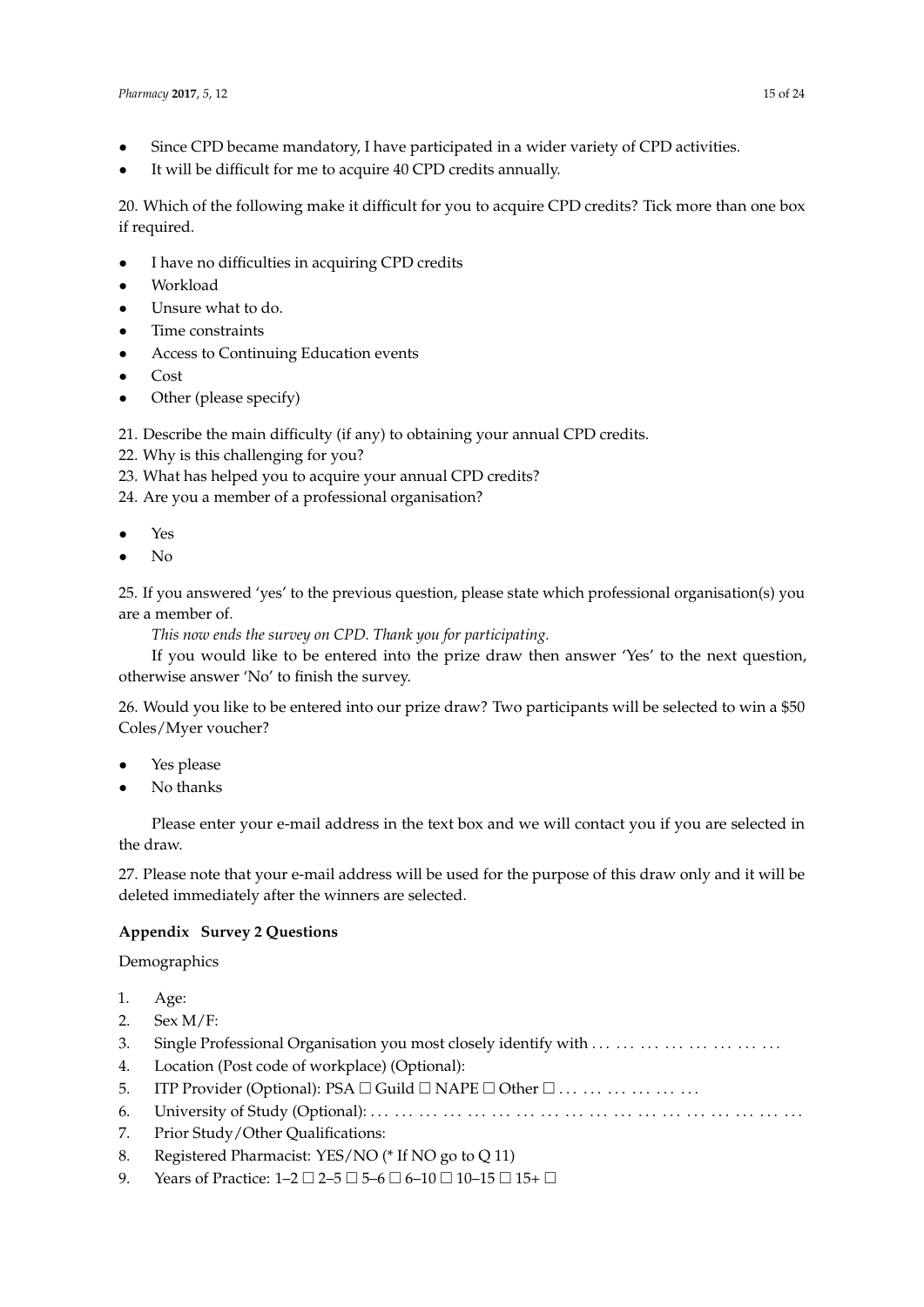- Since CPD became mandatory, I have participated in a wider variety of CPD activities.
- It will be difficult for me to acquire 40 CPD credits annually.

20. Which of the following make it difficult for you to acquire CPD credits? Tick more than one box if required.

- I have no difficulties in acquiring CPD credits
- Workload
- Unsure what to do.
- Time constraints
- Access to Continuing Education events
- Cost
- Other (please specify)

21. Describe the main difficulty (if any) to obtaining your annual CPD credits.
22. Why is this challenging for you?
23. What has helped you to acquire your annual CPD credits?
24. Are you a member of a professional organisation?

- Yes
- No

25. If you answered 'yes' to the previous question, please state which professional organisation(s) you are a member of.

*This now ends the survey on CPD. Thank you for participating.*

If you would like to be entered into the prize draw then answer 'Yes' to the next question, otherwise answer 'No' to finish the survey.

26. Would you like to be entered into our prize draw? Two participants will be selected to win a $50 Coles/Myer voucher?

- Yes please
- No thanks

Please enter your e-mail address in the text box and we will contact you if you are selected in the draw.

27. Please note that your e-mail address will be used for the purpose of this draw only and it will be deleted immediately after the winners are selected.

**Appendix Survey 2 Questions**

Demographics

1. Age:
2. Sex M/F:
3. Single Professional Organisation you most closely identify with . . . . . . . . . . . . . . . . . . . . .
4. Location (Post code of workplace) (Optional):
5. ITP Provider (Optional): PSA ☐ Guild ☐ NAPE ☐ Other ☐ . . . . . . . . . . . . . . .
6. University of Study (Optional): . . . . . . . . . . . . . . . . . . . . . . . . . . . . . . . . . . . . . . . . . . . . . . . . . .
7. Prior Study/Other Qualifications:
8. Registered Pharmacist: YES/NO (* If NO go to Q 11)
9. Years of Practice: 1–2 ☐ 2–5 ☐ 5–6 ☐ 6–10 ☐ 10–15 ☐ 15+ ☐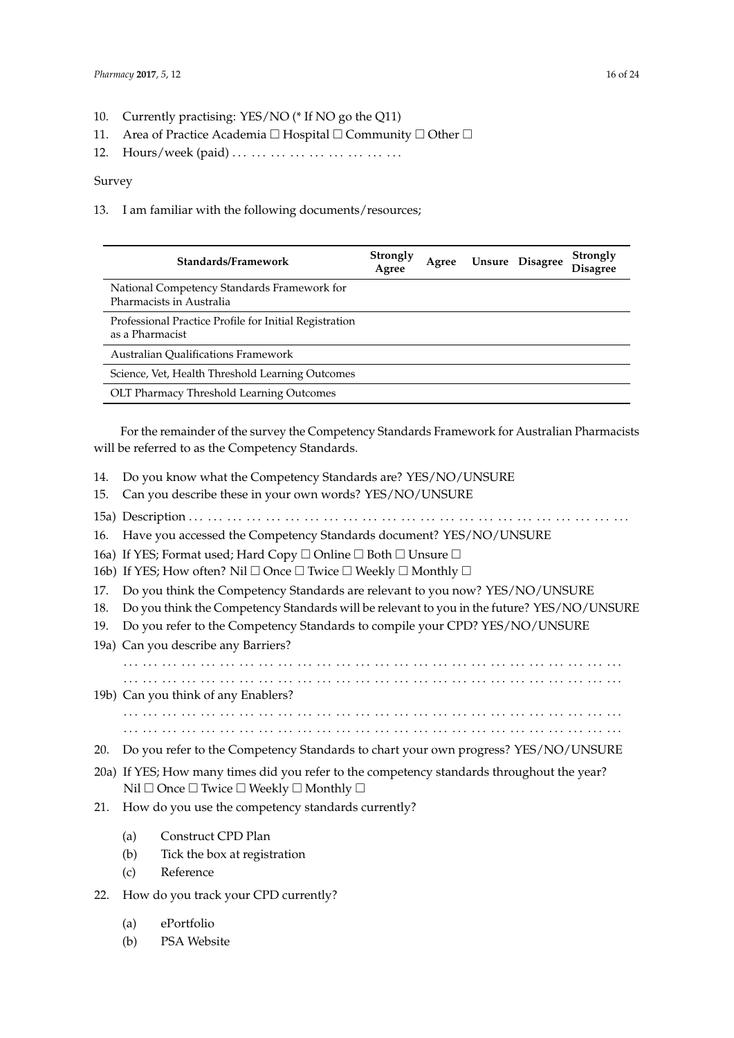10. Currently practising: YES/NO (* If NO go the Q11)
11. Area of Practice Academia ☐ Hospital ☐ Community ☐ Other ☐
12. Hours/week (paid) . . . . . . . . . . . . . . . . . . . . . . . . . .

Survey

13. I am familiar with the following documents/resources;

| Standards/Framework | Strongly Agree | Agree | Unsure | Disagree | Strongly Disagree |
|---|---|---|---|---|---|
| National Competency Standards Framework for Pharmacists in Australia | | | | | |
| Professional Practice Profile for Initial Registration as a Pharmacist | | | | | |
| Australian Qualifications Framework | | | | | |
| Science, Vet, Health Threshold Learning Outcomes | | | | | |
| OLT Pharmacy Threshold Learning Outcomes | | | | | |

For the remainder of the survey the Competency Standards Framework for Australian Pharmacists will be referred to as the Competency Standards.

14. Do you know what the Competency Standards are? YES/NO/UNSURE
15. Can you describe these in your own words? YES/NO/UNSURE

15a) Description . . . . . . . . . . . . . . . . . . . . . . . . . . . . . . . . . . . . . . . . . . . . . . . . . . . . . . . . . . . . . . . . . . . .

16. Have you accessed the Competency Standards document? YES/NO/UNSURE

16a) If YES; Format used; Hard Copy ☐ Online ☐ Both ☐ Unsure ☐

16b) If YES; How often? Nil ☐ Once ☐ Twice ☐ Weekly ☐ Monthly ☐

17. Do you think the Competency Standards are relevant to you now? YES/NO/UNSURE
18. Do you think the Competency Standards will be relevant to you in the future? YES/NO/UNSURE
19. Do you refer to the Competency Standards to compile your CPD? YES/NO/UNSURE

19a) Can you describe any Barriers?

. . . . . . . . . . . . . . . . . . . . . . . . . . . . . . . . . . . . . . . . . . . . . . . . . . . . . . . . . . . . . . . . . . . . . . . . . . . .
. . . . . . . . . . . . . . . . . . . . . . . . . . . . . . . . . . . . . . . . . . . . . . . . . . . . . . . . . . . . . . . . . . . . . . . . . . . .

19b) Can you think of any Enablers?

. . . . . . . . . . . . . . . . . . . . . . . . . . . . . . . . . . . . . . . . . . . . . . . . . . . . . . . . . . . . . . . . . . . . . . . . . . . .
. . . . . . . . . . . . . . . . . . . . . . . . . . . . . . . . . . . . . . . . . . . . . . . . . . . . . . . . . . . . . . . . . . . . . . . . . . . .

20. Do you refer to the Competency Standards to chart your own progress? YES/NO/UNSURE

20a) If YES; How many times did you refer to the competency standards throughout the year? Nil ☐ Once ☐ Twice ☐ Weekly ☐ Monthly ☐

21. How do you use the competency standards currently?
    (a) Construct CPD Plan
    (b) Tick the box at registration
    (c) Reference
22. How do you track your CPD currently?
    (a) ePortfolio
    (b) PSA Website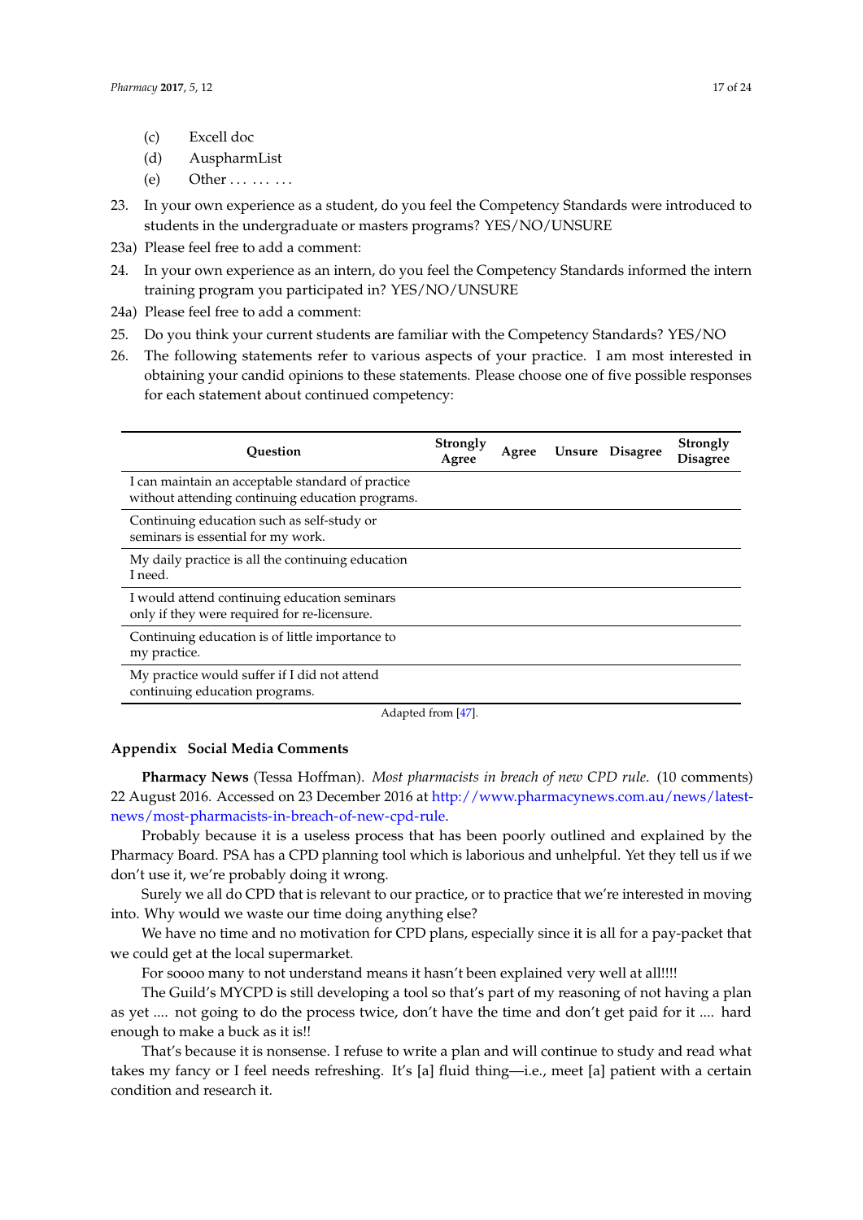(c) Excell doc

(d) AuspharmList

(e) Other . . . . . . . . .

23. In your own experience as a student, do you feel the Competency Standards were introduced to students in the undergraduate or masters programs? YES/NO/UNSURE

23a) Please feel free to add a comment:

24. In your own experience as an intern, do you feel the Competency Standards informed the intern training program you participated in? YES/NO/UNSURE

24a) Please feel free to add a comment:

25. Do you think your current students are familiar with the Competency Standards? YES/NO

26. The following statements refer to various aspects of your practice. I am most interested in obtaining your candid opinions to these statements. Please choose one of five possible responses for each statement about continued competency:

| Question | Strongly Agree | Agree | Unsure | Disagree | Strongly Disagree |
|---|---|---|---|---|---|
| I can maintain an acceptable standard of practice without attending continuing education programs. | | | | | |
| Continuing education such as self-study or seminars is essential for my work. | | | | | |
| My daily practice is all the continuing education I need. | | | | | |
| I would attend continuing education seminars only if they were required for re-licensure. | | | | | |
| Continuing education is of little importance to my practice. | | | | | |
| My practice would suffer if I did not attend continuing education programs. | | | | | |

Adapted from [47].

## Appendix Social Media Comments

**Pharmacy News** (Tessa Hoffman). *Most pharmacists in breach of new CPD rule*. (10 comments) 22 August 2016. Accessed on 23 December 2016 at http://www.pharmacynews.com.au/news/latest-news/most-pharmacists-in-breach-of-new-cpd-rule.

Probably because it is a useless process that has been poorly outlined and explained by the Pharmacy Board. PSA has a CPD planning tool which is laborious and unhelpful. Yet they tell us if we don't use it, we're probably doing it wrong.

Surely we all do CPD that is relevant to our practice, or to practice that we're interested in moving into. Why would we waste our time doing anything else?

We have no time and no motivation for CPD plans, especially since it is all for a pay-packet that we could get at the local supermarket.

For soooo many to not understand means it hasn't been explained very well at all!!!!

The Guild's MYCPD is still developing a tool so that's part of my reasoning of not having a plan as yet .... not going to do the process twice, don't have the time and don't get paid for it .... hard enough to make a buck as it is!!

That's because it is nonsense. I refuse to write a plan and will continue to study and read what takes my fancy or I feel needs refreshing. It's [a] fluid thing—i.e., meet [a] patient with a certain condition and research it.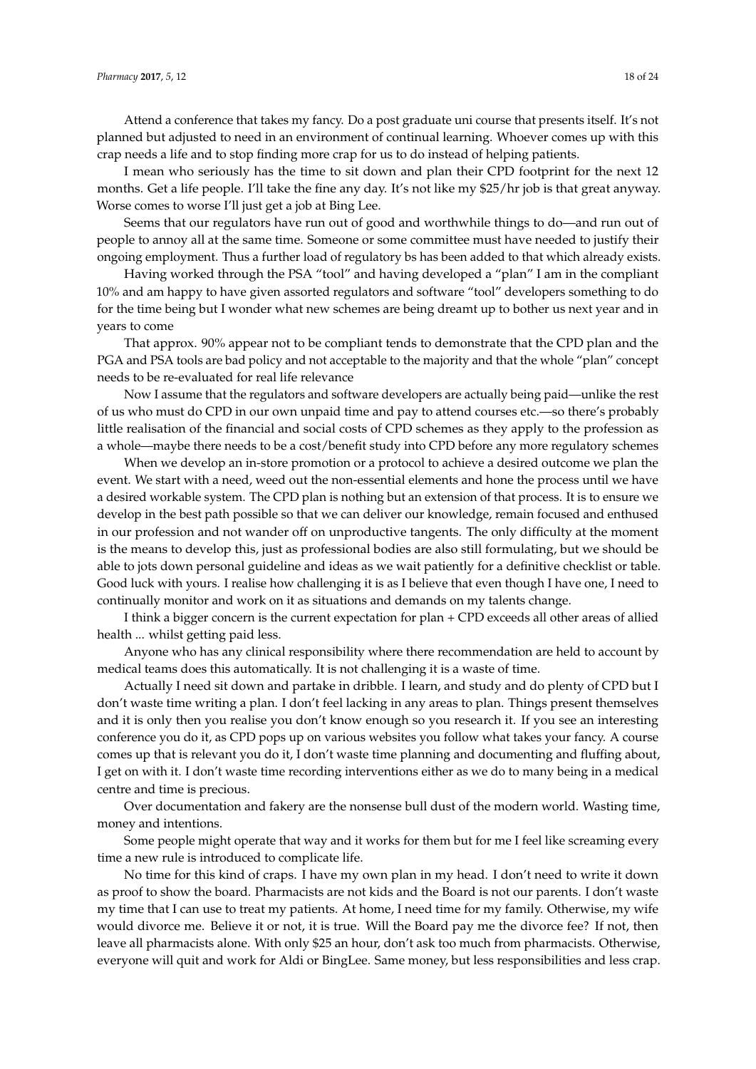Attend a conference that takes my fancy. Do a post graduate uni course that presents itself. It's not planned but adjusted to need in an environment of continual learning. Whoever comes up with this crap needs a life and to stop finding more crap for us to do instead of helping patients.

I mean who seriously has the time to sit down and plan their CPD footprint for the next 12 months. Get a life people. I'll take the fine any day. It's not like my $25/hr job is that great anyway. Worse comes to worse I'll just get a job at Bing Lee.

Seems that our regulators have run out of good and worthwhile things to do—and run out of people to annoy all at the same time. Someone or some committee must have needed to justify their ongoing employment. Thus a further load of regulatory bs has been added to that which already exists.

Having worked through the PSA "tool" and having developed a "plan" I am in the compliant 10% and am happy to have given assorted regulators and software "tool" developers something to do for the time being but I wonder what new schemes are being dreamt up to bother us next year and in years to come

That approx. 90% appear not to be compliant tends to demonstrate that the CPD plan and the PGA and PSA tools are bad policy and not acceptable to the majority and that the whole "plan" concept needs to be re-evaluated for real life relevance

Now I assume that the regulators and software developers are actually being paid—unlike the rest of us who must do CPD in our own unpaid time and pay to attend courses etc.—so there's probably little realisation of the financial and social costs of CPD schemes as they apply to the profession as a whole—maybe there needs to be a cost/benefit study into CPD before any more regulatory schemes

When we develop an in-store promotion or a protocol to achieve a desired outcome we plan the event. We start with a need, weed out the non-essential elements and hone the process until we have a desired workable system. The CPD plan is nothing but an extension of that process. It is to ensure we develop in the best path possible so that we can deliver our knowledge, remain focused and enthused in our profession and not wander off on unproductive tangents. The only difficulty at the moment is the means to develop this, just as professional bodies are also still formulating, but we should be able to jots down personal guideline and ideas as we wait patiently for a definitive checklist or table. Good luck with yours. I realise how challenging it is as I believe that even though I have one, I need to continually monitor and work on it as situations and demands on my talents change.

I think a bigger concern is the current expectation for plan + CPD exceeds all other areas of allied health ... whilst getting paid less.

Anyone who has any clinical responsibility where there recommendation are held to account by medical teams does this automatically. It is not challenging it is a waste of time.

Actually I need sit down and partake in dribble. I learn, and study and do plenty of CPD but I don't waste time writing a plan. I don't feel lacking in any areas to plan. Things present themselves and it is only then you realise you don't know enough so you research it. If you see an interesting conference you do it, as CPD pops up on various websites you follow what takes your fancy. A course comes up that is relevant you do it, I don't waste time planning and documenting and fluffing about, I get on with it. I don't waste time recording interventions either as we do to many being in a medical centre and time is precious.

Over documentation and fakery are the nonsense bull dust of the modern world. Wasting time, money and intentions.

Some people might operate that way and it works for them but for me I feel like screaming every time a new rule is introduced to complicate life.

No time for this kind of craps. I have my own plan in my head. I don't need to write it down as proof to show the board. Pharmacists are not kids and the Board is not our parents. I don't waste my time that I can use to treat my patients. At home, I need time for my family. Otherwise, my wife would divorce me. Believe it or not, it is true. Will the Board pay me the divorce fee? If not, then leave all pharmacists alone. With only $25 an hour, don't ask too much from pharmacists. Otherwise, everyone will quit and work for Aldi or BingLee. Same money, but less responsibilities and less crap.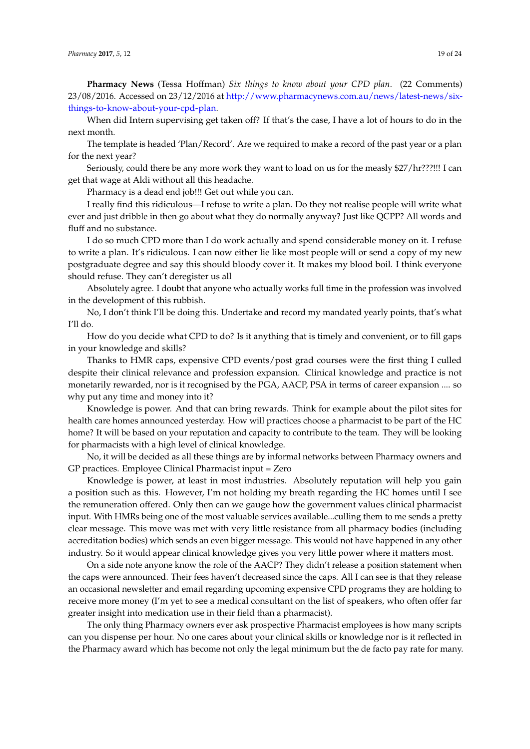**Pharmacy News** (Tessa Hoffman) *Six things to know about your CPD plan*. (22 Comments) 23/08/2016. Accessed on 23/12/2016 at http://www.pharmacynews.com.au/news/latest-news/six-things-to-know-about-your-cpd-plan.

When did Intern supervising get taken off? If that's the case, I have a lot of hours to do in the next month.

The template is headed 'Plan/Record'. Are we required to make a record of the past year or a plan for the next year?

Seriously, could there be any more work they want to load on us for the measly $27/hr???!!! I can get that wage at Aldi without all this headache.

Pharmacy is a dead end job!!! Get out while you can.

I really find this ridiculous—I refuse to write a plan. Do they not realise people will write what ever and just dribble in then go about what they do normally anyway? Just like QCPP? All words and fluff and no substance.

I do so much CPD more than I do work actually and spend considerable money on it. I refuse to write a plan. It's ridiculous. I can now either lie like most people will or send a copy of my new postgraduate degree and say this should bloody cover it. It makes my blood boil. I think everyone should refuse. They can't deregister us all

Absolutely agree. I doubt that anyone who actually works full time in the profession was involved in the development of this rubbish.

No, I don't think I'll be doing this. Undertake and record my mandated yearly points, that's what I'll do.

How do you decide what CPD to do? Is it anything that is timely and convenient, or to fill gaps in your knowledge and skills?

Thanks to HMR caps, expensive CPD events/post grad courses were the first thing I culled despite their clinical relevance and profession expansion. Clinical knowledge and practice is not monetarily rewarded, nor is it recognised by the PGA, AACP, PSA in terms of career expansion .... so why put any time and money into it?

Knowledge is power. And that can bring rewards. Think for example about the pilot sites for health care homes announced yesterday. How will practices choose a pharmacist to be part of the HC home? It will be based on your reputation and capacity to contribute to the team. They will be looking for pharmacists with a high level of clinical knowledge.

No, it will be decided as all these things are by informal networks between Pharmacy owners and GP practices. Employee Clinical Pharmacist input = Zero

Knowledge is power, at least in most industries. Absolutely reputation will help you gain a position such as this. However, I'm not holding my breath regarding the HC homes until I see the remuneration offered. Only then can we gauge how the government values clinical pharmacist input. With HMRs being one of the most valuable services available...culling them to me sends a pretty clear message. This move was met with very little resistance from all pharmacy bodies (including accreditation bodies) which sends an even bigger message. This would not have happened in any other industry. So it would appear clinical knowledge gives you very little power where it matters most.

On a side note anyone know the role of the AACP? They didn't release a position statement when the caps were announced. Their fees haven't decreased since the caps. All I can see is that they release an occasional newsletter and email regarding upcoming expensive CPD programs they are holding to receive more money (I'm yet to see a medical consultant on the list of speakers, who often offer far greater insight into medication use in their field than a pharmacist).

The only thing Pharmacy owners ever ask prospective Pharmacist employees is how many scripts can you dispense per hour. No one cares about your clinical skills or knowledge nor is it reflected in the Pharmacy award which has become not only the legal minimum but the de facto pay rate for many.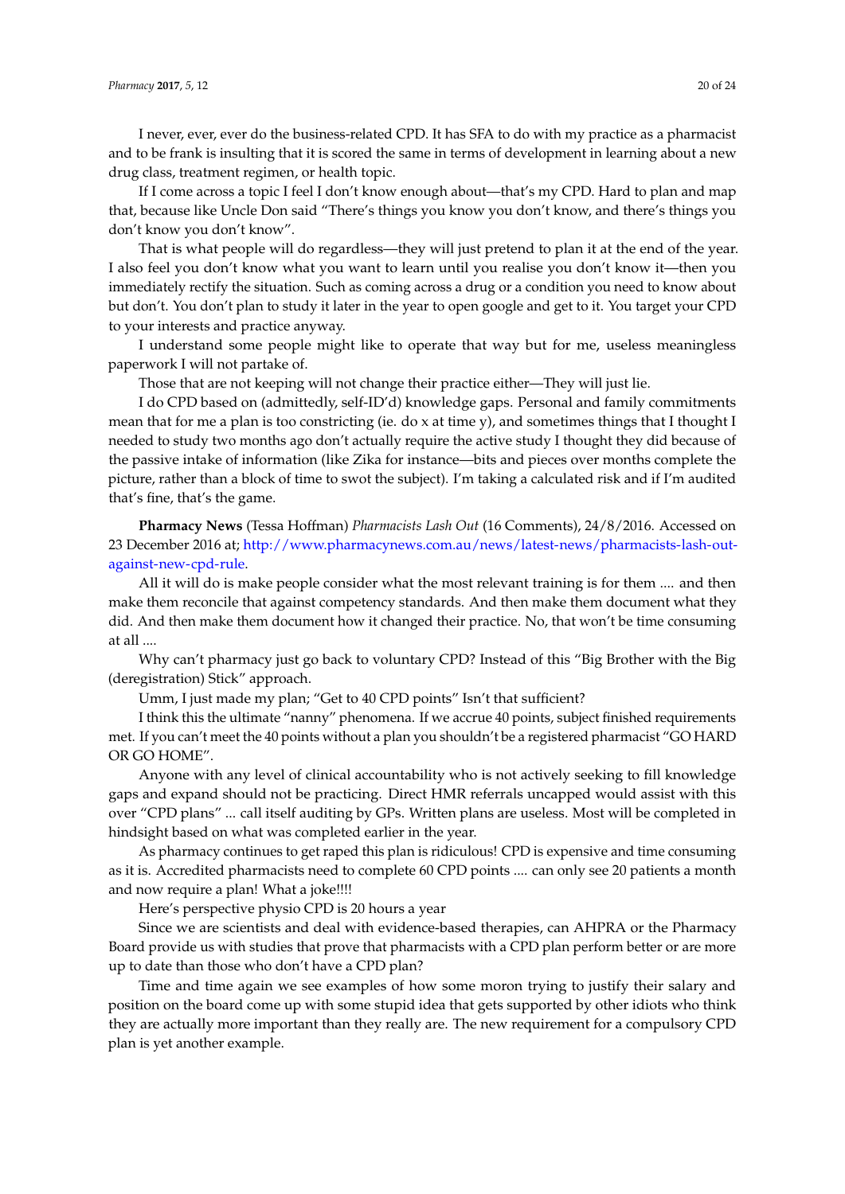I never, ever, ever do the business-related CPD. It has SFA to do with my practice as a pharmacist and to be frank is insulting that it is scored the same in terms of development in learning about a new drug class, treatment regimen, or health topic.

If I come across a topic I feel I don't know enough about—that's my CPD. Hard to plan and map that, because like Uncle Don said "There's things you know you don't know, and there's things you don't know you don't know".

That is what people will do regardless—they will just pretend to plan it at the end of the year. I also feel you don't know what you want to learn until you realise you don't know it—then you immediately rectify the situation. Such as coming across a drug or a condition you need to know about but don't. You don't plan to study it later in the year to open google and get to it. You target your CPD to your interests and practice anyway.

I understand some people might like to operate that way but for me, useless meaningless paperwork I will not partake of.

Those that are not keeping will not change their practice either—They will just lie.

I do CPD based on (admittedly, self-ID'd) knowledge gaps. Personal and family commitments mean that for me a plan is too constricting (ie. do x at time y), and sometimes things that I thought I needed to study two months ago don't actually require the active study I thought they did because of the passive intake of information (like Zika for instance—bits and pieces over months complete the picture, rather than a block of time to swot the subject). I'm taking a calculated risk and if I'm audited that's fine, that's the game.

**Pharmacy News** (Tessa Hoffman) *Pharmacists Lash Out* (16 Comments), 24/8/2016. Accessed on 23 December 2016 at; http://www.pharmacynews.com.au/news/latest-news/pharmacists-lash-out-against-new-cpd-rule.

All it will do is make people consider what the most relevant training is for them .... and then make them reconcile that against competency standards. And then make them document what they did. And then make them document how it changed their practice. No, that won't be time consuming at all ....

Why can't pharmacy just go back to voluntary CPD? Instead of this "Big Brother with the Big (deregistration) Stick" approach.

Umm, I just made my plan; "Get to 40 CPD points" Isn't that sufficient?

I think this the ultimate "nanny" phenomena. If we accrue 40 points, subject finished requirements met. If you can't meet the 40 points without a plan you shouldn't be a registered pharmacist "GO HARD OR GO HOME".

Anyone with any level of clinical accountability who is not actively seeking to fill knowledge gaps and expand should not be practicing. Direct HMR referrals uncapped would assist with this over "CPD plans" ... call itself auditing by GPs. Written plans are useless. Most will be completed in hindsight based on what was completed earlier in the year.

As pharmacy continues to get raped this plan is ridiculous! CPD is expensive and time consuming as it is. Accredited pharmacists need to complete 60 CPD points .... can only see 20 patients a month and now require a plan! What a joke!!!!

Here's perspective physio CPD is 20 hours a year

Since we are scientists and deal with evidence-based therapies, can AHPRA or the Pharmacy Board provide us with studies that prove that pharmacists with a CPD plan perform better or are more up to date than those who don't have a CPD plan?

Time and time again we see examples of how some moron trying to justify their salary and position on the board come up with some stupid idea that gets supported by other idiots who think they are actually more important than they really are. The new requirement for a compulsory CPD plan is yet another example.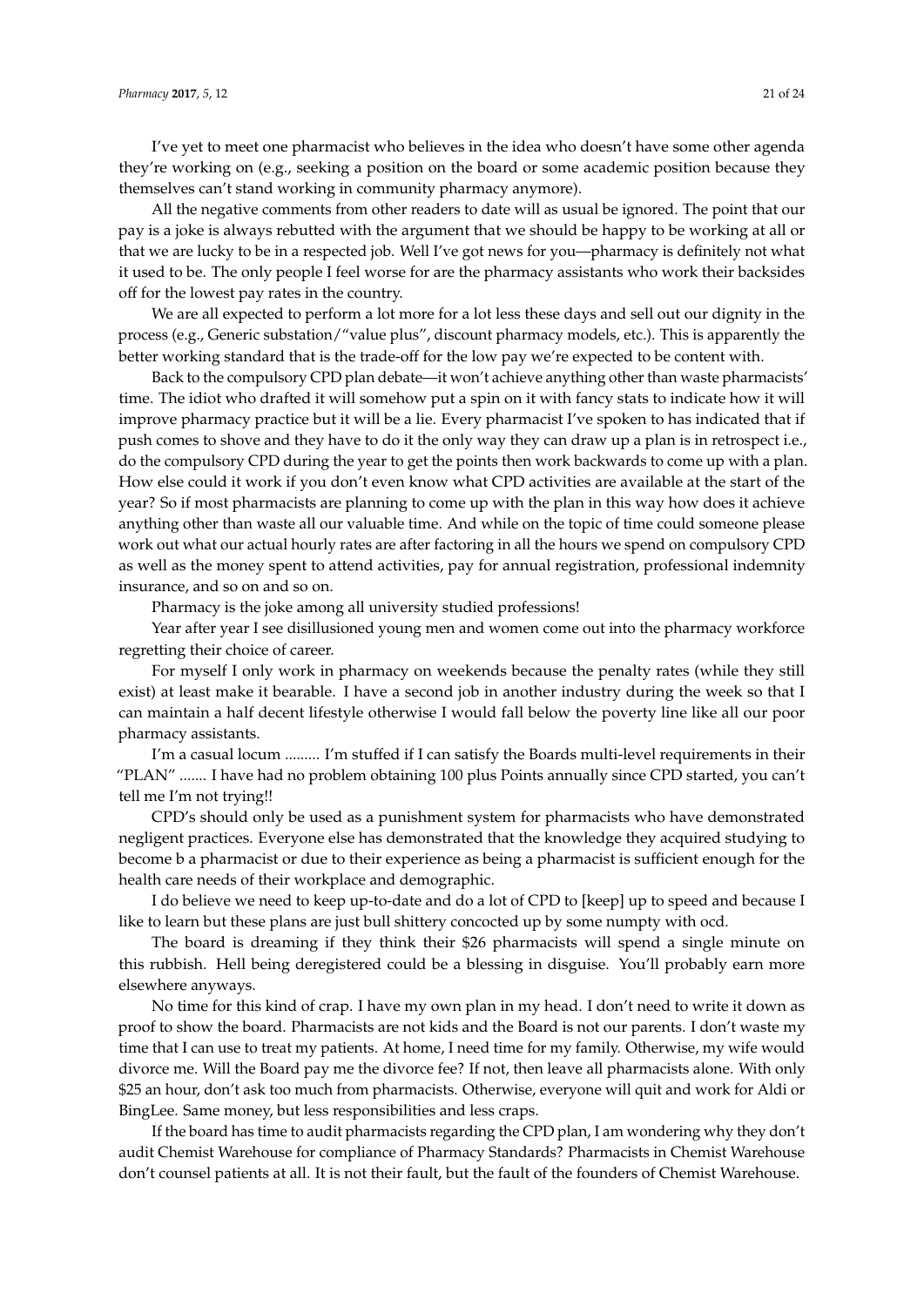I've yet to meet one pharmacist who believes in the idea who doesn't have some other agenda they're working on (e.g., seeking a position on the board or some academic position because they themselves can't stand working in community pharmacy anymore).

All the negative comments from other readers to date will as usual be ignored. The point that our pay is a joke is always rebutted with the argument that we should be happy to be working at all or that we are lucky to be in a respected job. Well I've got news for you—pharmacy is definitely not what it used to be. The only people I feel worse for are the pharmacy assistants who work their backsides off for the lowest pay rates in the country.

We are all expected to perform a lot more for a lot less these days and sell out our dignity in the process (e.g., Generic substation/"value plus", discount pharmacy models, etc.). This is apparently the better working standard that is the trade-off for the low pay we're expected to be content with.

Back to the compulsory CPD plan debate—it won't achieve anything other than waste pharmacists' time. The idiot who drafted it will somehow put a spin on it with fancy stats to indicate how it will improve pharmacy practice but it will be a lie. Every pharmacist I've spoken to has indicated that if push comes to shove and they have to do it the only way they can draw up a plan is in retrospect i.e., do the compulsory CPD during the year to get the points then work backwards to come up with a plan. How else could it work if you don't even know what CPD activities are available at the start of the year? So if most pharmacists are planning to come up with the plan in this way how does it achieve anything other than waste all our valuable time. And while on the topic of time could someone please work out what our actual hourly rates are after factoring in all the hours we spend on compulsory CPD as well as the money spent to attend activities, pay for annual registration, professional indemnity insurance, and so on and so on.

Pharmacy is the joke among all university studied professions!

Year after year I see disillusioned young men and women come out into the pharmacy workforce regretting their choice of career.

For myself I only work in pharmacy on weekends because the penalty rates (while they still exist) at least make it bearable. I have a second job in another industry during the week so that I can maintain a half decent lifestyle otherwise I would fall below the poverty line like all our poor pharmacy assistants.

I'm a casual locum ......... I'm stuffed if I can satisfy the Boards multi-level requirements in their "PLAN" ....... I have had no problem obtaining 100 plus Points annually since CPD started, you can't tell me I'm not trying!!

CPD's should only be used as a punishment system for pharmacists who have demonstrated negligent practices. Everyone else has demonstrated that the knowledge they acquired studying to become b a pharmacist or due to their experience as being a pharmacist is sufficient enough for the health care needs of their workplace and demographic.

I do believe we need to keep up-to-date and do a lot of CPD to [keep] up to speed and because I like to learn but these plans are just bull shittery concocted up by some numpty with ocd.

The board is dreaming if they think their $26 pharmacists will spend a single minute on this rubbish. Hell being deregistered could be a blessing in disguise. You'll probably earn more elsewhere anyways.

No time for this kind of crap. I have my own plan in my head. I don't need to write it down as proof to show the board. Pharmacists are not kids and the Board is not our parents. I don't waste my time that I can use to treat my patients. At home, I need time for my family. Otherwise, my wife would divorce me. Will the Board pay me the divorce fee? If not, then leave all pharmacists alone. With only $25 an hour, don't ask too much from pharmacists. Otherwise, everyone will quit and work for Aldi or BingLee. Same money, but less responsibilities and less craps.

If the board has time to audit pharmacists regarding the CPD plan, I am wondering why they don't audit Chemist Warehouse for compliance of Pharmacy Standards? Pharmacists in Chemist Warehouse don't counsel patients at all. It is not their fault, but the fault of the founders of Chemist Warehouse.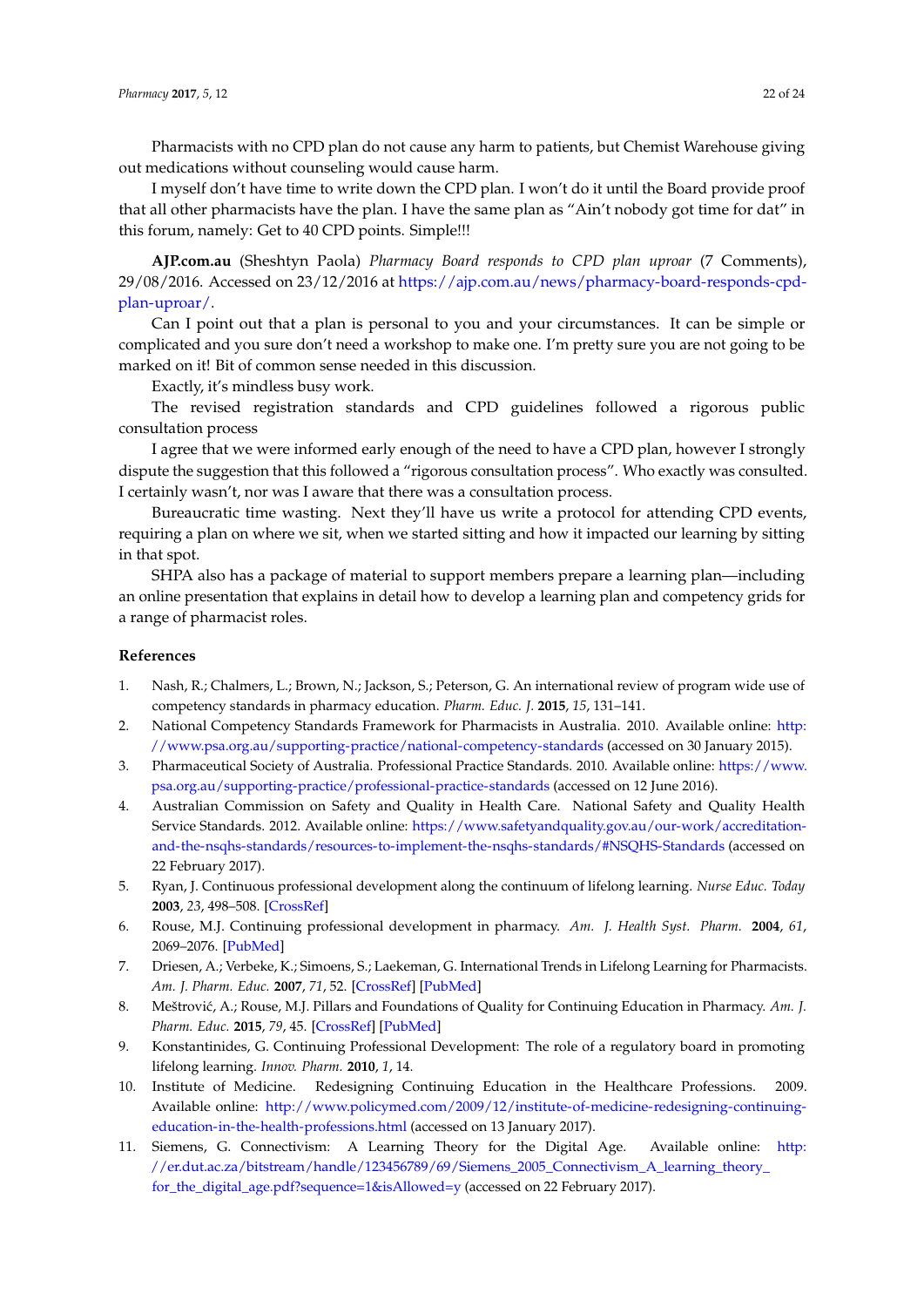Pharmacists with no CPD plan do not cause any harm to patients, but Chemist Warehouse giving out medications without counseling would cause harm.

I myself don't have time to write down the CPD plan. I won't do it until the Board provide proof that all other pharmacists have the plan. I have the same plan as "Ain't nobody got time for dat" in this forum, namely: Get to 40 CPD points. Simple!!!

**AJP.com.au** (Sheshtyn Paola) *Pharmacy Board responds to CPD plan uproar* (7 Comments), 29/08/2016. Accessed on 23/12/2016 at https://ajp.com.au/news/pharmacy-board-responds-cpd-plan-uproar/.

Can I point out that a plan is personal to you and your circumstances. It can be simple or complicated and you sure don't need a workshop to make one. I'm pretty sure you are not going to be marked on it! Bit of common sense needed in this discussion.

Exactly, it's mindless busy work.

The revised registration standards and CPD guidelines followed a rigorous public consultation process

I agree that we were informed early enough of the need to have a CPD plan, however I strongly dispute the suggestion that this followed a "rigorous consultation process". Who exactly was consulted. I certainly wasn't, nor was I aware that there was a consultation process.

Bureaucratic time wasting. Next they'll have us write a protocol for attending CPD events, requiring a plan on where we sit, when we started sitting and how it impacted our learning by sitting in that spot.

SHPA also has a package of material to support members prepare a learning plan—including an online presentation that explains in detail how to develop a learning plan and competency grids for a range of pharmacist roles.

## References

1. Nash, R.; Chalmers, L.; Brown, N.; Jackson, S.; Peterson, G. An international review of program wide use of competency standards in pharmacy education. *Pharm. Educ. J.* **2015**, *15*, 131–141.
2. National Competency Standards Framework for Pharmacists in Australia. 2010. Available online: http://www.psa.org.au/supporting-practice/national-competency-standards (accessed on 30 January 2015).
3. Pharmaceutical Society of Australia. Professional Practice Standards. 2010. Available online: https://www.psa.org.au/supporting-practice/professional-practice-standards (accessed on 12 June 2016).
4. Australian Commission on Safety and Quality in Health Care. National Safety and Quality Health Service Standards. 2012. Available online: https://www.safetyandquality.gov.au/our-work/accreditation-and-the-nsqhs-standards/resources-to-implement-the-nsqhs-standards/#NSQHS-Standards (accessed on 22 February 2017).
5. Ryan, J. Continuous professional development along the continuum of lifelong learning. *Nurse Educ. Today* **2003**, *23*, 498–508. [CrossRef]
6. Rouse, M.J. Continuing professional development in pharmacy. *Am. J. Health Syst. Pharm.* **2004**, *61*, 2069–2076. [PubMed]
7. Driesen, A.; Verbeke, K.; Simoens, S.; Laekeman, G. International Trends in Lifelong Learning for Pharmacists. *Am. J. Pharm. Educ.* **2007**, *71*, 52. [CrossRef] [PubMed]
8. Meštrović, A.; Rouse, M.J. Pillars and Foundations of Quality for Continuing Education in Pharmacy. *Am. J. Pharm. Educ.* **2015**, *79*, 45. [CrossRef] [PubMed]
9. Konstantinides, G. Continuing Professional Development: The role of a regulatory board in promoting lifelong learning. *Innov. Pharm.* **2010**, *1*, 14.
10. Institute of Medicine. Redesigning Continuing Education in the Healthcare Professions. 2009. Available online: http://www.policymed.com/2009/12/institute-of-medicine-redesigning-continuing-education-in-the-health-professions.html (accessed on 13 January 2017).
11. Siemens, G. Connectivism: A Learning Theory for the Digital Age. Available online: http://er.dut.ac.za/bitstream/handle/123456789/69/Siemens_2005_Connectivism_A_learning_theory_for_the_digital_age.pdf?sequence=1&isAllowed=y (accessed on 22 February 2017).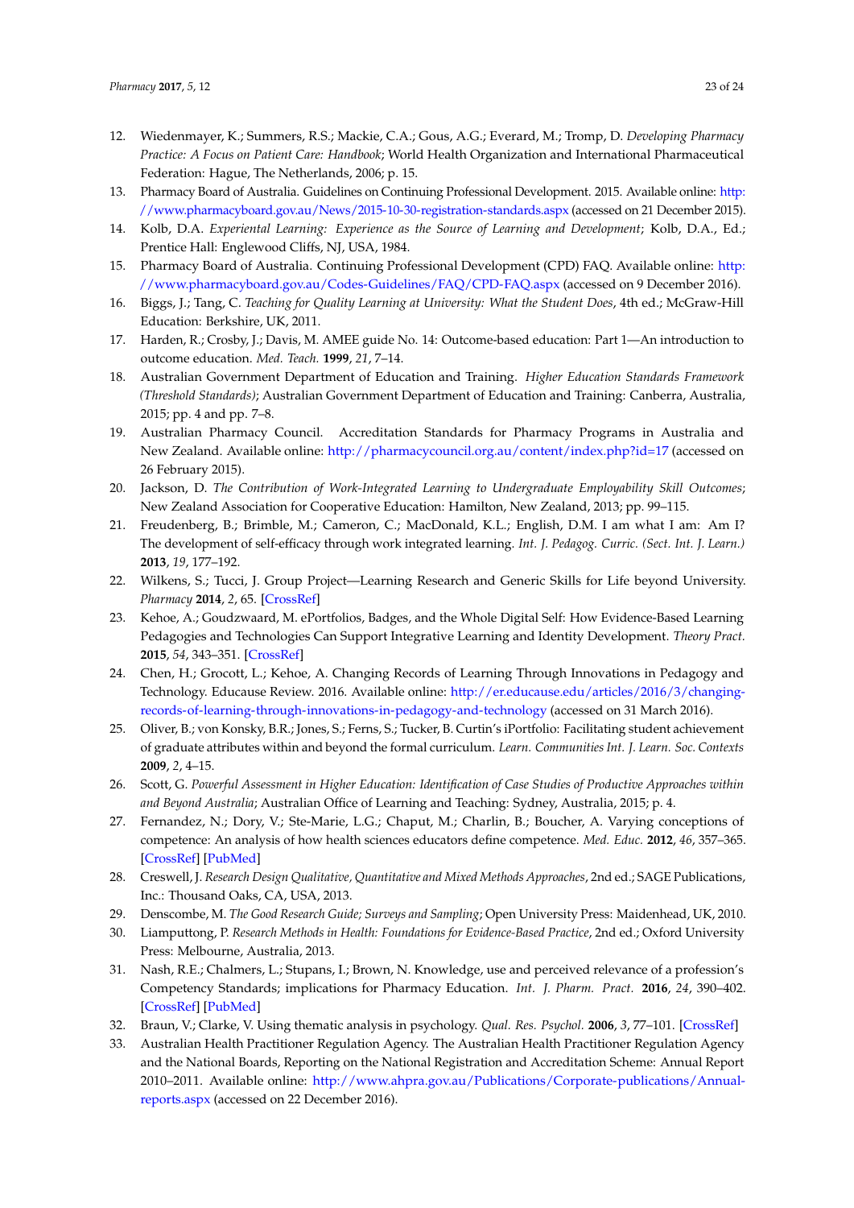12. Wiedenmayer, K.; Summers, R.S.; Mackie, C.A.; Gous, A.G.; Everard, M.; Tromp, D. *Developing Pharmacy Practice: A Focus on Patient Care: Handbook*; World Health Organization and International Pharmaceutical Federation: Hague, The Netherlands, 2006; p. 15.
13. Pharmacy Board of Australia. Guidelines on Continuing Professional Development. 2015. Available online: http://www.pharmacyboard.gov.au/News/2015-10-30-registration-standards.aspx (accessed on 21 December 2015).
14. Kolb, D.A. *Experiential Learning: Experience as the Source of Learning and Development*; Kolb, D.A., Ed.; Prentice Hall: Englewood Cliffs, NJ, USA, 1984.
15. Pharmacy Board of Australia. Continuing Professional Development (CPD) FAQ. Available online: http://www.pharmacyboard.gov.au/Codes-Guidelines/FAQ/CPD-FAQ.aspx (accessed on 9 December 2016).
16. Biggs, J.; Tang, C. *Teaching for Quality Learning at University: What the Student Does*, 4th ed.; McGraw-Hill Education: Berkshire, UK, 2011.
17. Harden, R.; Crosby, J.; Davis, M. AMEE guide No. 14: Outcome-based education: Part 1—An introduction to outcome education. *Med. Teach.* **1999**, *21*, 7–14.
18. Australian Government Department of Education and Training. *Higher Education Standards Framework (Threshold Standards)*; Australian Government Department of Education and Training: Canberra, Australia, 2015; pp. 4 and pp. 7–8.
19. Australian Pharmacy Council. Accreditation Standards for Pharmacy Programs in Australia and New Zealand. Available online: http://pharmacycouncil.org.au/content/index.php?id=17 (accessed on 26 February 2015).
20. Jackson, D. *The Contribution of Work-Integrated Learning to Undergraduate Employability Skill Outcomes*; New Zealand Association for Cooperative Education: Hamilton, New Zealand, 2013; pp. 99–115.
21. Freudenberg, B.; Brimble, M.; Cameron, C.; MacDonald, K.L.; English, D.M. I am what I am: Am I? The development of self-efficacy through work integrated learning. *Int. J. Pedagog. Curric. (Sect. Int. J. Learn.)* **2013**, *19*, 177–192.
22. Wilkens, S.; Tucci, J. Group Project—Learning Research and Generic Skills for Life beyond University. *Pharmacy* **2014**, *2*, 65. [CrossRef]
23. Kehoe, A.; Goudzwaard, M. ePortfolios, Badges, and the Whole Digital Self: How Evidence-Based Learning Pedagogies and Technologies Can Support Integrative Learning and Identity Development. *Theory Pract.* **2015**, *54*, 343–351. [CrossRef]
24. Chen, H.; Grocott, L.; Kehoe, A. Changing Records of Learning Through Innovations in Pedagogy and Technology. Educause Review. 2016. Available online: http://er.educause.edu/articles/2016/3/changing-records-of-learning-through-innovations-in-pedagogy-and-technology (accessed on 31 March 2016).
25. Oliver, B.; von Konsky, B.R.; Jones, S.; Ferns, S.; Tucker, B. Curtin's iPortfolio: Facilitating student achievement of graduate attributes within and beyond the formal curriculum. *Learn. Communities Int. J. Learn. Soc. Contexts* **2009**, *2*, 4–15.
26. Scott, G. *Powerful Assessment in Higher Education: Identification of Case Studies of Productive Approaches within and Beyond Australia*; Australian Office of Learning and Teaching: Sydney, Australia, 2015; p. 4.
27. Fernandez, N.; Dory, V.; Ste-Marie, L.G.; Chaput, M.; Charlin, B.; Boucher, A. Varying conceptions of competence: An analysis of how health sciences educators define competence. *Med. Educ.* **2012**, *46*, 357–365. [CrossRef] [PubMed]
28. Creswell, J. *Research Design Qualitative, Quantitative and Mixed Methods Approaches*, 2nd ed.; SAGE Publications, Inc.: Thousand Oaks, CA, USA, 2013.
29. Denscombe, M. *The Good Research Guide; Surveys and Sampling*; Open University Press: Maidenhead, UK, 2010.
30. Liamputtong, P. *Research Methods in Health: Foundations for Evidence-Based Practice*, 2nd ed.; Oxford University Press: Melbourne, Australia, 2013.
31. Nash, R.E.; Chalmers, L.; Stupans, I.; Brown, N. Knowledge, use and perceived relevance of a profession's Competency Standards; implications for Pharmacy Education. *Int. J. Pharm. Pract.* **2016**, *24*, 390–402. [CrossRef] [PubMed]
32. Braun, V.; Clarke, V. Using thematic analysis in psychology. *Qual. Res. Psychol.* **2006**, *3*, 77–101. [CrossRef]
33. Australian Health Practitioner Regulation Agency. The Australian Health Practitioner Regulation Agency and the National Boards, Reporting on the National Registration and Accreditation Scheme: Annual Report 2010–2011. Available online: http://www.ahpra.gov.au/Publications/Corporate-publications/Annual-reports.aspx (accessed on 22 December 2016).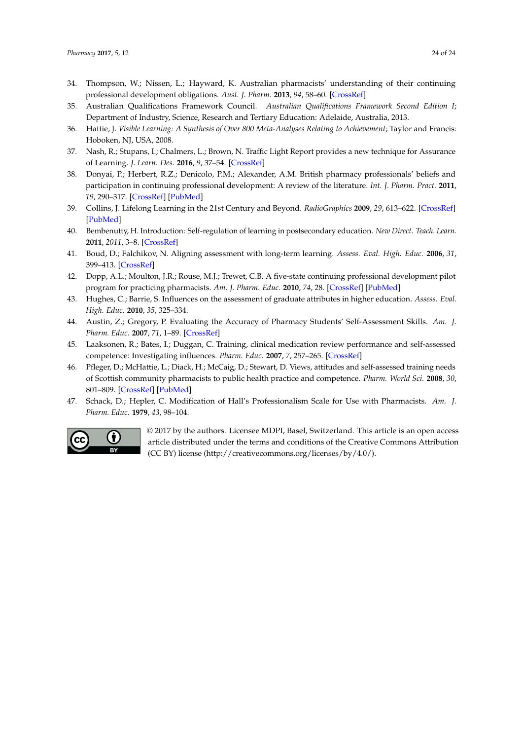34. Thompson, W.; Nissen, L.; Hayward, K. Australian pharmacists' understanding of their continuing professional development obligations. *Aust. J. Pharm.* **2013**, *94*, 58–60. [CrossRef]
35. Australian Qualifications Framework Council. *Australian Qualifications Framework Second Edition I*; Department of Industry, Science, Research and Tertiary Education: Adelaide, Australia, 2013.
36. Hattie, J. *Visible Learning: A Synthesis of Over 800 Meta-Analyses Relating to Achievement*; Taylor and Francis: Hoboken, NJ, USA, 2008.
37. Nash, R.; Stupans, I.; Chalmers, L.; Brown, N. Traffic Light Report provides a new technique for Assurance of Learning. *J. Learn. Des.* **2016**, *9*, 37–54. [CrossRef]
38. Donyai, P.; Herbert, R.Z.; Denicolo, P.M.; Alexander, A.M. British pharmacy professionals' beliefs and participation in continuing professional development: A review of the literature. *Int. J. Pharm. Pract.* **2011**, *19*, 290–317. [CrossRef] [PubMed]
39. Collins, J. Lifelong Learning in the 21st Century and Beyond. *RadioGraphics* **2009**, *29*, 613–622. [CrossRef] [PubMed]
40. Bembenutty, H. Introduction: Self-regulation of learning in postsecondary education. *New Direct. Teach. Learn.* **2011**, *2011*, 3–8. [CrossRef]
41. Boud, D.; Falchikov, N. Aligning assessment with long-term learning. *Assess. Eval. High. Educ.* **2006**, *31*, 399–413. [CrossRef]
42. Dopp, A.L.; Moulton, J.R.; Rouse, M.J.; Trewet, C.B. A five-state continuing professional development pilot program for practicing pharmacists. *Am. J. Pharm. Educ.* **2010**, *74*, 28. [CrossRef] [PubMed]
43. Hughes, C.; Barrie, S. Influences on the assessment of graduate attributes in higher education. *Assess. Eval. High. Educ.* **2010**, *35*, 325–334.
44. Austin, Z.; Gregory, P. Evaluating the Accuracy of Pharmacy Students' Self-Assessment Skills. *Am. J. Pharm. Educ.* **2007**, *71*, 1–89. [CrossRef]
45. Laaksonen, R.; Bates, I.; Duggan, C. Training, clinical medication review performance and self-assessed competence: Investigating influences. *Pharm. Educ.* **2007**, *7*, 257–265. [CrossRef]
46. Pfleger, D.; McHattie, L.; Diack, H.; McCaig, D.; Stewart, D. Views, attitudes and self-assessed training needs of Scottish community pharmacists to public health practice and competence. *Pharm. World Sci.* **2008**, *30*, 801–809. [CrossRef] [PubMed]
47. Schack, D.; Hepler, C. Modification of Hall's Professionalism Scale for Use with Pharmacists. *Am. J. Pharm. Educ.* **1979**, *43*, 98–104.

© 2017 by the authors. Licensee MDPI, Basel, Switzerland. This article is an open access article distributed under the terms and conditions of the Creative Commons Attribution (CC BY) license (http://creativecommons.org/licenses/by/4.0/).